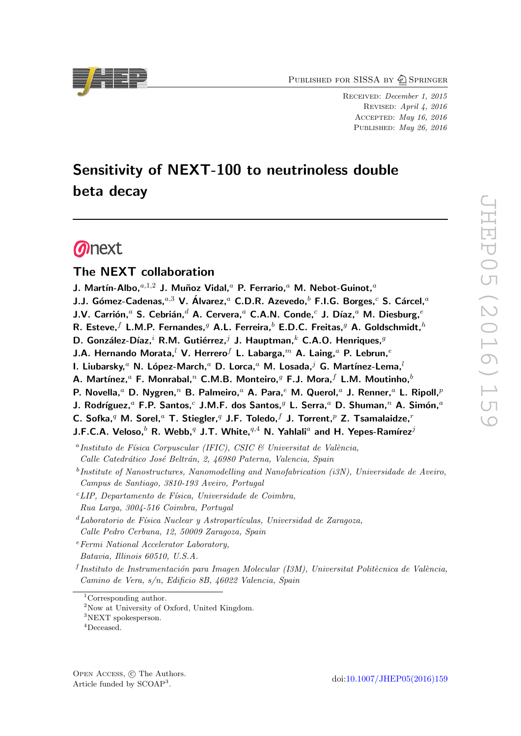Published for SISSA by Springer

Received: *December 1, 2015*
Revised: *April 4, 2016*
Accepted: *May 16, 2016*
Published: *May 26, 2016*

# Sensitivity of NEXT-100 to neutrinoless double beta decay

## The NEXT collaboration

**J. Martín-Albo,**[a,1,2] **J. Muñoz Vidal,**[a] **P. Ferrario,**[a] **M. Nebot-Guinot,**[a] **J.J. Gómez-Cadenas,**[a,3] **V. Álvarez,**[a] **C.D.R. Azevedo,**[b] **F.I.G. Borges,**[c] **S. Cárcel,**[a] **J.V. Carrión,**[a] **S. Cebrián,**[d] **A. Cervera,**[a] **C.A.N. Conde,**[c] **J. Díaz,**[a] **M. Diesburg,**[e] **R. Esteve,**[f] **L.M.P. Fernandes,**[g] **A.L. Ferreira,**[b] **E.D.C. Freitas,**[g] **A. Goldschmidt,**[h] **D. González-Díaz,**[i] **R.M. Gutiérrez,**[j] **J. Hauptman,**[k] **C.A.O. Henriques,**[g] **J.A. Hernando Morata,**[l] **V. Herrero**[f] **L. Labarga,**[m] **A. Laing,**[a] **P. Lebrun,**[e] **I. Liubarsky,**[a] **N. López-March,**[a] **D. Lorca,**[a] **M. Losada,**[j] **G. Martínez-Lema,**[l] **A. Martínez,**[a] **F. Monrabal,**[n] **C.M.B. Monteiro,**[g] **F.J. Mora,**[f] **L.M. Moutinho,**[b] **P. Novella,**[a] **D. Nygren,**[n] **B. Palmeiro,**[a] **A. Para,**[e] **M. Querol,**[a] **J. Renner,**[a] **L. Ripoll,**[p] **J. Rodríguez,**[a] **F.P. Santos,**[c] **J.M.F. dos Santos,**[g] **L. Serra,**[a] **D. Shuman,**[n] **A. Simón,**[a] **C. Sofka,**[q] **M. Sorel,**[a] **T. Stiegler,**[q] **J.F. Toledo,**[f] **J. Torrent,**[p] **Z. Tsamalaidze,**[r] **J.F.C.A. Veloso,**[b] **R. Webb,**[q] **J.T. White,**[q,4] **N. Yahlali**[a] **and H. Yepes-Ramírez**[j]

[a] *Instituto de Física Corpuscular (IFIC), CSIC & Universitat de València, Calle Catedrático José Beltrán, 2, 46980 Paterna, Valencia, Spain*

[b] *Institute of Nanostructures, Nanomodelling and Nanofabrication (i3N), Universidade de Aveiro, Campus de Santiago, 3810-193 Aveiro, Portugal*

[c] *LIP, Departamento de Física, Universidade de Coimbra, Rua Larga, 3004-516 Coimbra, Portugal*

[d] *Laboratorio de Física Nuclear y Astropartículas, Universidad de Zaragoza, Calle Pedro Cerbuna, 12, 50009 Zaragoza, Spain*

[e] *Fermi National Accelerator Laboratory, Batavia, Illinois 60510, U.S.A.*

[f] *Instituto de Instrumentación para Imagen Molecular (I3M), Universitat Politècnica de València, Camino de Vera, s/n, Edificio 8B, 46022 Valencia, Spain*

[1] Corresponding author.
[2] Now at University of Oxford, United Kingdom.
[3] NEXT spokesperson.
[4] Deceased.

Open Access, © The Authors.
Article funded by SCOAP[3].

doi:10.1007/JHEP05(2016)159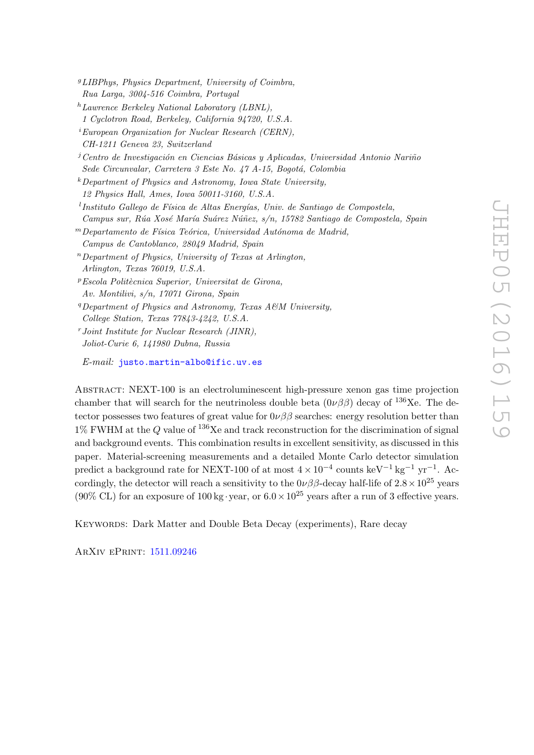[g] LIBPhys, Physics Department, University of Coimbra,
Rua Larga, 3004-516 Coimbra, Portugal

[h] Lawrence Berkeley National Laboratory (LBNL),
1 Cyclotron Road, Berkeley, California 94720, U.S.A.

[i] European Organization for Nuclear Research (CERN),
CH-1211 Geneva 23, Switzerland

[j] Centro de Investigación en Ciencias Básicas y Aplicadas, Universidad Antonio Nariño
Sede Circunvalar, Carretera 3 Este No. 47 A-15, Bogotá, Colombia

[k] Department of Physics and Astronomy, Iowa State University,
12 Physics Hall, Ames, Iowa 50011-3160, U.S.A.

[l] Instituto Gallego de Física de Altas Energías, Univ. de Santiago de Compostela,
Campus sur, Rúa Xosé María Suárez Núñez, s/n, 15782 Santiago de Compostela, Spain

[m] Departamento de Física Teórica, Universidad Autónoma de Madrid,
Campus de Cantoblanco, 28049 Madrid, Spain

[n] Department of Physics, University of Texas at Arlington,
Arlington, Texas 76019, U.S.A.

[p] Escola Politècnica Superior, Universitat de Girona,
Av. Montilivi, s/n, 17071 Girona, Spain

[q] Department of Physics and Astronomy, Texas A&M University,
College Station, Texas 77843-4242, U.S.A.

[r] Joint Institute for Nuclear Research (JINR),
Joliot-Curie 6, 141980 Dubna, Russia

*E-mail:* justo.martin-albo@ific.uv.es

Abstract: NEXT-100 is an electroluminescent high-pressure xenon gas time projection chamber that will search for the neutrinoless double beta ($0\nu\beta\beta$) decay of $^{136}$Xe. The detector possesses two features of great value for $0\nu\beta\beta$ searches: energy resolution better than 1% FWHM at the $Q$ value of $^{136}$Xe and track reconstruction for the discrimination of signal and background events. This combination results in excellent sensitivity, as discussed in this paper. Material-screening measurements and a detailed Monte Carlo detector simulation predict a background rate for NEXT-100 of at most $4 \times 10^{-4}$ counts keV$^{-1}$ kg$^{-1}$ yr$^{-1}$. Accordingly, the detector will reach a sensitivity to the $0\nu\beta\beta$-decay half-life of $2.8 \times 10^{25}$ years (90% CL) for an exposure of 100 kg · year, or $6.0 \times 10^{25}$ years after a run of 3 effective years.

Keywords: Dark Matter and Double Beta Decay (experiments), Rare decay

ArXiv ePrint: 1511.09246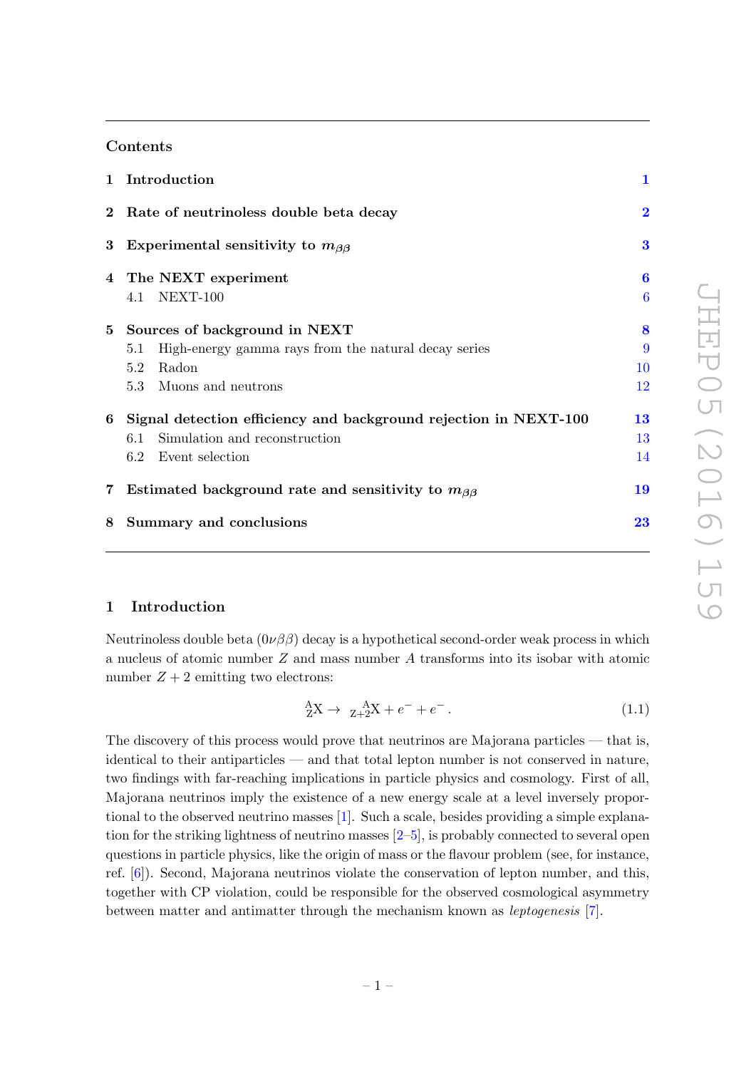## Contents

| | | |
|---|---|---|
| **1** | **Introduction** | **1** |
| **2** | **Rate of neutrinoless double beta decay** | **2** |
| **3** | **Experimental sensitivity to $m_{\beta\beta}$** | **3** |
| **4** | **The NEXT experiment** | **6** |
| | 4.1 NEXT-100 | 6 |
| **5** | **Sources of background in NEXT** | **8** |
| | 5.1 High-energy gamma rays from the natural decay series | 9 |
| | 5.2 Radon | 10 |
| | 5.3 Muons and neutrons | 12 |
| **6** | **Signal detection efficiency and background rejection in NEXT-100** | **13** |
| | 6.1 Simulation and reconstruction | 13 |
| | 6.2 Event selection | 14 |
| **7** | **Estimated background rate and sensitivity to $m_{\beta\beta}$** | **19** |
| **8** | **Summary and conclusions** | **23** |

## 1 Introduction

Neutrinoless double beta ($0\nu\beta\beta$) decay is a hypothetical second-order weak process in which a nucleus of atomic number $Z$ and mass number $A$ transforms into its isobar with atomic number $Z + 2$ emitting two electrons:

$$ {}^{A}_{Z}\mathrm{X} \rightarrow {}^{\;\;\;A}_{Z+2}\mathrm{X} + e^- + e^- \,. \tag{1.1}$$

The discovery of this process would prove that neutrinos are Majorana particles — that is, identical to their antiparticles — and that total lepton number is not conserved in nature, two findings with far-reaching implications in particle physics and cosmology. First of all, Majorana neutrinos imply the existence of a new energy scale at a level inversely proportional to the observed neutrino masses [1]. Such a scale, besides providing a simple explanation for the striking lightness of neutrino masses [2–5], is probably connected to several open questions in particle physics, like the origin of mass or the flavour problem (see, for instance, ref. [6]). Second, Majorana neutrinos violate the conservation of lepton number, and this, together with CP violation, could be responsible for the observed cosmological asymmetry between matter and antimatter through the mechanism known as *leptogenesis* [7].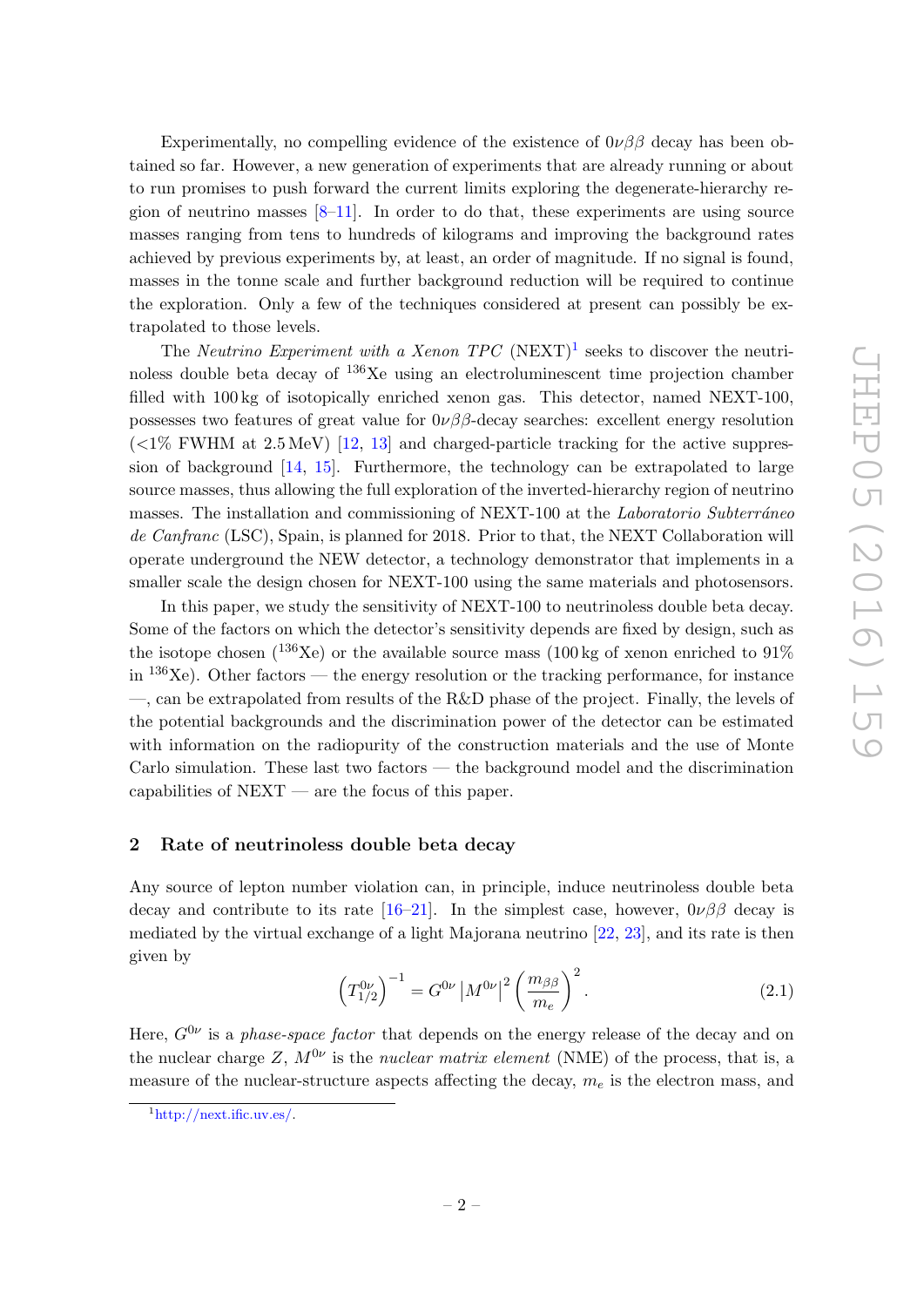Experimentally, no compelling evidence of the existence of $0\nu\beta\beta$ decay has been obtained so far. However, a new generation of experiments that are already running or about to run promises to push forward the current limits exploring the degenerate-hierarchy region of neutrino masses [8–11]. In order to do that, these experiments are using source masses ranging from tens to hundreds of kilograms and improving the background rates achieved by previous experiments by, at least, an order of magnitude. If no signal is found, masses in the tonne scale and further background reduction will be required to continue the exploration. Only a few of the techniques considered at present can possibly be extrapolated to those levels.

The *Neutrino Experiment with a Xenon TPC* (NEXT)[1] seeks to discover the neutrinoless double beta decay of $^{136}$Xe using an electroluminescent time projection chamber filled with 100 kg of isotopically enriched xenon gas. This detector, named NEXT-100, possesses two features of great value for $0\nu\beta\beta$-decay searches: excellent energy resolution (<1% FWHM at 2.5 MeV) [12, 13] and charged-particle tracking for the active suppression of background [14, 15]. Furthermore, the technology can be extrapolated to large source masses, thus allowing the full exploration of the inverted-hierarchy region of neutrino masses. The installation and commissioning of NEXT-100 at the *Laboratorio Subterráneo de Canfranc* (LSC), Spain, is planned for 2018. Prior to that, the NEXT Collaboration will operate underground the NEW detector, a technology demonstrator that implements in a smaller scale the design chosen for NEXT-100 using the same materials and photosensors.

In this paper, we study the sensitivity of NEXT-100 to neutrinoless double beta decay. Some of the factors on which the detector's sensitivity depends are fixed by design, such as the isotope chosen ($^{136}$Xe) or the available source mass (100 kg of xenon enriched to 91% in $^{136}$Xe). Other factors — the energy resolution or the tracking performance, for instance —, can be extrapolated from results of the R&D phase of the project. Finally, the levels of the potential backgrounds and the discrimination power of the detector can be estimated with information on the radiopurity of the construction materials and the use of Monte Carlo simulation. These last two factors — the background model and the discrimination capabilities of NEXT — are the focus of this paper.

## 2 Rate of neutrinoless double beta decay

Any source of lepton number violation can, in principle, induce neutrinoless double beta decay and contribute to its rate [16–21]. In the simplest case, however, $0\nu\beta\beta$ decay is mediated by the virtual exchange of a light Majorana neutrino [22, 23], and its rate is then given by

$$\left(T_{1/2}^{0\nu}\right)^{-1} = G^{0\nu} \left|M^{0\nu}\right|^2 \left(\frac{m_{\beta\beta}}{m_e}\right)^2. \tag{2.1}$$

Here, $G^{0\nu}$ is a *phase-space factor* that depends on the energy release of the decay and on the nuclear charge $Z$, $M^{0\nu}$ is the *nuclear matrix element* (NME) of the process, that is, a measure of the nuclear-structure aspects affecting the decay, $m_e$ is the electron mass, and

[1] http://next.ific.uv.es/.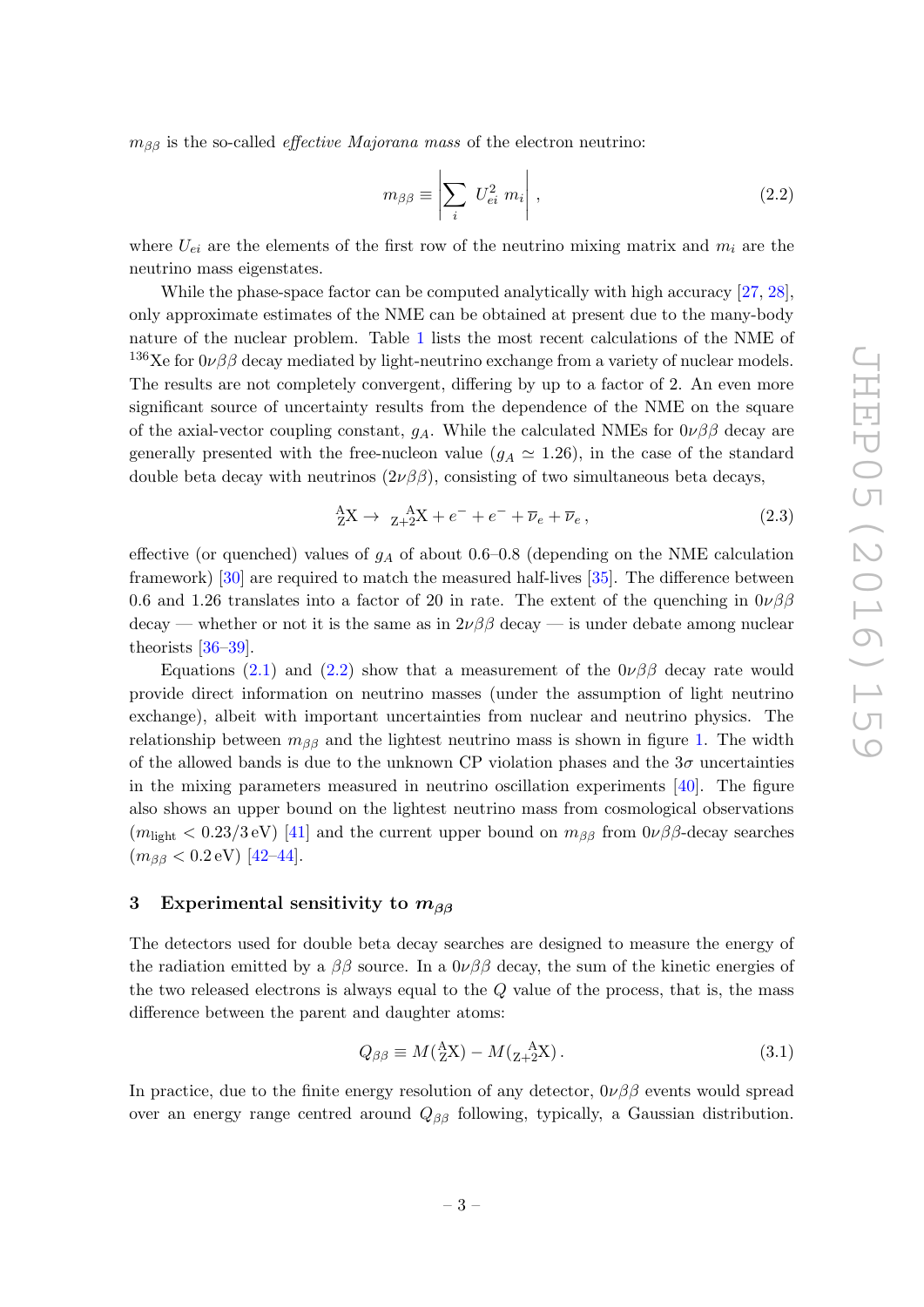$m_{\beta\beta}$ is the so-called *effective Majorana mass* of the electron neutrino:

$$m_{\beta\beta} \equiv \left| \sum_i U_{ei}^2 \, m_i \right| , \tag{2.2}$$

where $U_{ei}$ are the elements of the first row of the neutrino mixing matrix and $m_i$ are the neutrino mass eigenstates.

While the phase-space factor can be computed analytically with high accuracy [27, 28], only approximate estimates of the NME can be obtained at present due to the many-body nature of the nuclear problem. Table 1 lists the most recent calculations of the NME of $^{136}$Xe for $0\nu\beta\beta$ decay mediated by light-neutrino exchange from a variety of nuclear models. The results are not completely convergent, differing by up to a factor of 2. An even more significant source of uncertainty results from the dependence of the NME on the square of the axial-vector coupling constant, $g_A$. While the calculated NMEs for $0\nu\beta\beta$ decay are generally presented with the free-nucleon value ($g_A \simeq 1.26$), in the case of the standard double beta decay with neutrinos ($2\nu\beta\beta$), consisting of two simultaneous beta decays,

$$^{A}_{Z}\mathrm{X} \rightarrow \ ^{\ \ A}_{Z+2}\mathrm{X} + e^- + e^- + \overline{\nu}_e + \overline{\nu}_e \, , \tag{2.3}$$

effective (or quenched) values of $g_A$ of about 0.6–0.8 (depending on the NME calculation framework) [30] are required to match the measured half-lives [35]. The difference between 0.6 and 1.26 translates into a factor of 20 in rate. The extent of the quenching in $0\nu\beta\beta$ decay — whether or not it is the same as in $2\nu\beta\beta$ decay — is under debate among nuclear theorists [36–39].

Equations (2.1) and (2.2) show that a measurement of the $0\nu\beta\beta$ decay rate would provide direct information on neutrino masses (under the assumption of light neutrino exchange), albeit with important uncertainties from nuclear and neutrino physics. The relationship between $m_{\beta\beta}$ and the lightest neutrino mass is shown in figure 1. The width of the allowed bands is due to the unknown CP violation phases and the $3\sigma$ uncertainties in the mixing parameters measured in neutrino oscillation experiments [40]. The figure also shows an upper bound on the lightest neutrino mass from cosmological observations ($m_{\text{light}} < 0.23/3\,\text{eV}$) [41] and the current upper bound on $m_{\beta\beta}$ from $0\nu\beta\beta$-decay searches ($m_{\beta\beta} < 0.2\,\text{eV}$) [42–44].

## 3 Experimental sensitivity to $m_{\beta\beta}$

The detectors used for double beta decay searches are designed to measure the energy of the radiation emitted by a $\beta\beta$ source. In a $0\nu\beta\beta$ decay, the sum of the kinetic energies of the two released electrons is always equal to the $Q$ value of the process, that is, the mass difference between the parent and daughter atoms:

$$Q_{\beta\beta} \equiv M(^{A}_{Z}\mathrm{X}) - M(^{\ \ A}_{Z+2}\mathrm{X}) \, . \tag{3.1}$$

In practice, due to the finite energy resolution of any detector, $0\nu\beta\beta$ events would spread over an energy range centred around $Q_{\beta\beta}$ following, typically, a Gaussian distribution.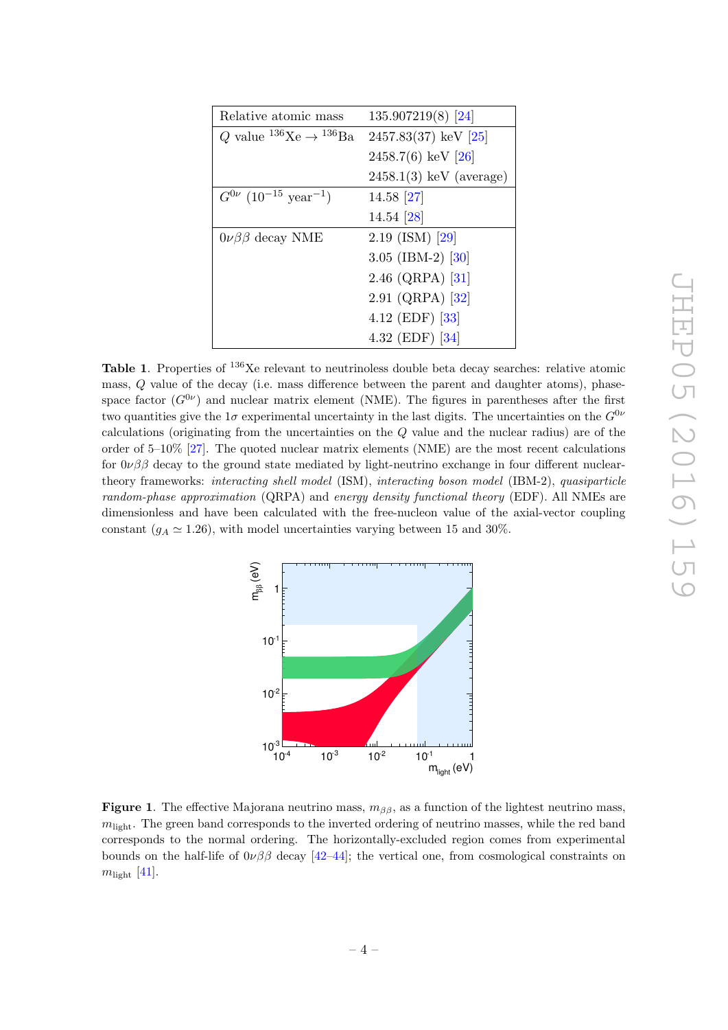| | |
|---|---|
| Relative atomic mass | 135.907219(8) [24] |
| $Q$ value $^{136}$Xe $\rightarrow$ $^{136}$Ba | 2457.83(37) keV [25] |
| | 2458.7(6) keV [26] |
| | 2458.1(3) keV (average) |
| $G^{0\nu}$ ($10^{-15}$ year$^{-1}$) | 14.58 [27] |
| | 14.54 [28] |
| $0\nu\beta\beta$ decay NME | 2.19 (ISM) [29] |
| | 3.05 (IBM-2) [30] |
| | 2.46 (QRPA) [31] |
| | 2.91 (QRPA) [32] |
| | 4.12 (EDF) [33] |
| | 4.32 (EDF) [34] |

**Table 1**. Properties of $^{136}$Xe relevant to neutrinoless double beta decay searches: relative atomic mass, $Q$ value of the decay (i.e. mass difference between the parent and daughter atoms), phase-space factor ($G^{0\nu}$) and nuclear matrix element (NME). The figures in parentheses after the first two quantities give the $1\sigma$ experimental uncertainty in the last digits. The uncertainties on the $G^{0\nu}$ calculations (originating from the uncertainties on the $Q$ value and the nuclear radius) are of the order of 5–10% [27]. The quoted nuclear matrix elements (NME) are the most recent calculations for $0\nu\beta\beta$ decay to the ground state mediated by light-neutrino exchange in four different nuclear-theory frameworks: *interacting shell model* (ISM), *interacting boson model* (IBM-2), *quasiparticle random-phase approximation* (QRPA) and *energy density functional theory* (EDF). All NMEs are dimensionless and have been calculated with the free-nucleon value of the axial-vector coupling constant ($g_A \simeq 1.26$), with model uncertainties varying between 15 and 30%.

m_ββ (eV)
1
10^-1
10^-2
10^-3
10^-4
10^-3
10^-2
10^-1
1
m_light (eV)

**Figure 1**. The effective Majorana neutrino mass, $m_{\beta\beta}$, as a function of the lightest neutrino mass, $m_{\text{light}}$. The green band corresponds to the inverted ordering of neutrino masses, while the red band corresponds to the normal ordering. The horizontally-excluded region comes from experimental bounds on the half-life of $0\nu\beta\beta$ decay [42–44]; the vertical one, from cosmological constraints on $m_{\text{light}}$ [41].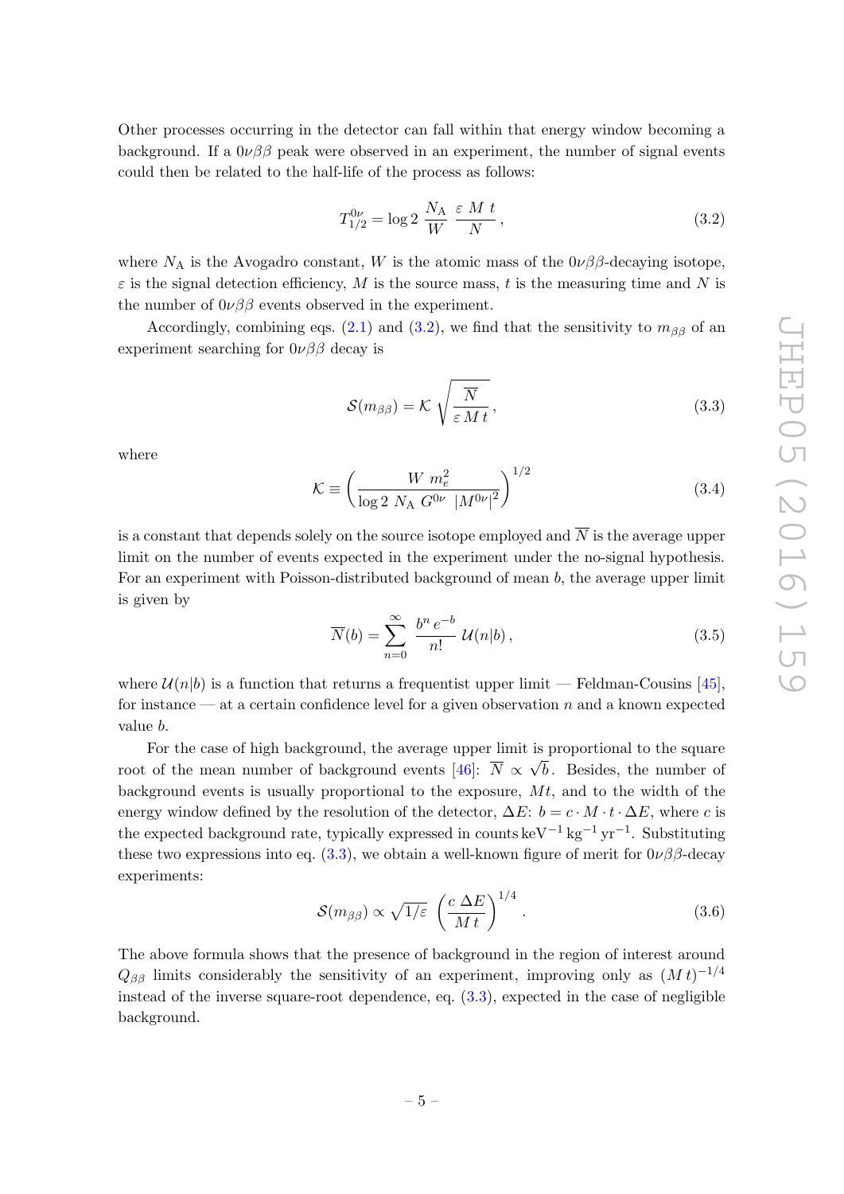Other processes occurring in the detector can fall within that energy window becoming a background. If a $0\nu\beta\beta$ peak were observed in an experiment, the number of signal events could then be related to the half-life of the process as follows:

$$T_{1/2}^{0\nu} = \log 2 \; \frac{N_\mathrm{A}}{W} \; \frac{\varepsilon \; M \; t}{N} \,, \tag{3.2}$$

where $N_\mathrm{A}$ is the Avogadro constant, $W$ is the atomic mass of the $0\nu\beta\beta$-decaying isotope, $\varepsilon$ is the signal detection efficiency, $M$ is the source mass, $t$ is the measuring time and $N$ is the number of $0\nu\beta\beta$ events observed in the experiment.

Accordingly, combining eqs. (2.1) and (3.2), we find that the sensitivity to $m_{\beta\beta}$ of an experiment searching for $0\nu\beta\beta$ decay is

$$\mathcal{S}(m_{\beta\beta}) = \mathcal{K} \, \sqrt{\frac{\overline{N}}{\varepsilon \, M \, t}} \,, \tag{3.3}$$

where

$$\mathcal{K} \equiv \left( \frac{W \;\, m_e^2}{\log 2 \;\, N_\mathrm{A} \;\, G^{0\nu} \;\; |M^{0\nu}|^2} \right)^{1/2} \tag{3.4}$$

is a constant that depends solely on the source isotope employed and $\overline{N}$ is the average upper limit on the number of events expected in the experiment under the no-signal hypothesis. For an experiment with Poisson-distributed background of mean $b$, the average upper limit is given by

$$\overline{N}(b) = \sum_{n=0}^{\infty} \; \frac{b^n \, e^{-b}}{n!} \; \mathcal{U}(n|b) \,, \tag{3.5}$$

where $\mathcal{U}(n|b)$ is a function that returns a frequentist upper limit — Feldman-Cousins [45], for instance — at a certain confidence level for a given observation $n$ and a known expected value $b$.

For the case of high background, the average upper limit is proportional to the square root of the mean number of background events [46]: $\overline{N} \propto \sqrt{b}$. Besides, the number of background events is usually proportional to the exposure, $Mt$, and to the width of the energy window defined by the resolution of the detector, $\Delta E$: $b = c \cdot M \cdot t \cdot \Delta E$, where $c$ is the expected background rate, typically expressed in counts $\mathrm{keV}^{-1}\,\mathrm{kg}^{-1}\,\mathrm{yr}^{-1}$. Substituting these two expressions into eq. (3.3), we obtain a well-known figure of merit for $0\nu\beta\beta$-decay experiments:

$$\mathcal{S}(m_{\beta\beta}) \propto \sqrt{1/\varepsilon} \; \left( \frac{c \; \Delta E}{M \, t} \right)^{1/4} \,. \tag{3.6}$$

The above formula shows that the presence of background in the region of interest around $Q_{\beta\beta}$ limits considerably the sensitivity of an experiment, improving only as $(M\,t)^{-1/4}$ instead of the inverse square-root dependence, eq. (3.3), expected in the case of negligible background.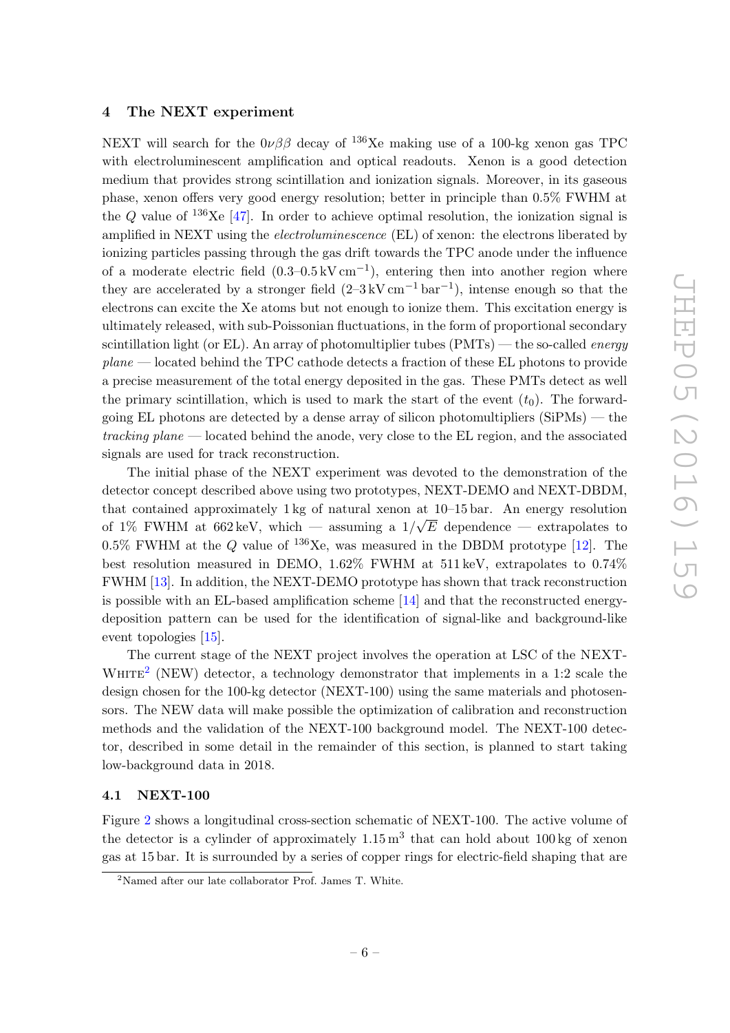## 4 The NEXT experiment

NEXT will search for the $0\nu\beta\beta$ decay of $^{136}$Xe making use of a 100-kg xenon gas TPC with electroluminescent amplification and optical readouts. Xenon is a good detection medium that provides strong scintillation and ionization signals. Moreover, in its gaseous phase, xenon offers very good energy resolution; better in principle than 0.5% FWHM at the $Q$ value of $^{136}$Xe [47]. In order to achieve optimal resolution, the ionization signal is amplified in NEXT using the *electroluminescence* (EL) of xenon: the electrons liberated by ionizing particles passing through the gas drift towards the TPC anode under the influence of a moderate electric field (0.3–0.5 kV cm$^{-1}$), entering then into another region where they are accelerated by a stronger field (2–3 kV cm$^{-1}$ bar$^{-1}$), intense enough so that the electrons can excite the Xe atoms but not enough to ionize them. This excitation energy is ultimately released, with sub-Poissonian fluctuations, in the form of proportional secondary scintillation light (or EL). An array of photomultiplier tubes (PMTs) — the so-called *energy plane* — located behind the TPC cathode detects a fraction of these EL photons to provide a precise measurement of the total energy deposited in the gas. These PMTs detect as well the primary scintillation, which is used to mark the start of the event ($t_0$). The forward-going EL photons are detected by a dense array of silicon photomultipliers (SiPMs) — the *tracking plane* — located behind the anode, very close to the EL region, and the associated signals are used for track reconstruction.

The initial phase of the NEXT experiment was devoted to the demonstration of the detector concept described above using two prototypes, NEXT-DEMO and NEXT-DBDM, that contained approximately 1 kg of natural xenon at 10–15 bar. An energy resolution of 1% FWHM at 662 keV, which — assuming a $1/\sqrt{E}$ dependence — extrapolates to 0.5% FWHM at the $Q$ value of $^{136}$Xe, was measured in the DBDM prototype [12]. The best resolution measured in DEMO, 1.62% FWHM at 511 keV, extrapolates to 0.74% FWHM [13]. In addition, the NEXT-DEMO prototype has shown that track reconstruction is possible with an EL-based amplification scheme [14] and that the reconstructed energy-deposition pattern can be used for the identification of signal-like and background-like event topologies [15].

The current stage of the NEXT project involves the operation at LSC of the NEXT-WHITE[2] (NEW) detector, a technology demonstrator that implements in a 1:2 scale the design chosen for the 100-kg detector (NEXT-100) using the same materials and photosensors. The NEW data will make possible the optimization of calibration and reconstruction methods and the validation of the NEXT-100 background model. The NEXT-100 detector, described in some detail in the remainder of this section, is planned to start taking low-background data in 2018.

### 4.1 NEXT-100

Figure 2 shows a longitudinal cross-section schematic of NEXT-100. The active volume of the detector is a cylinder of approximately 1.15 m$^3$ that can hold about 100 kg of xenon gas at 15 bar. It is surrounded by a series of copper rings for electric-field shaping that are

[2]Named after our late collaborator Prof. James T. White.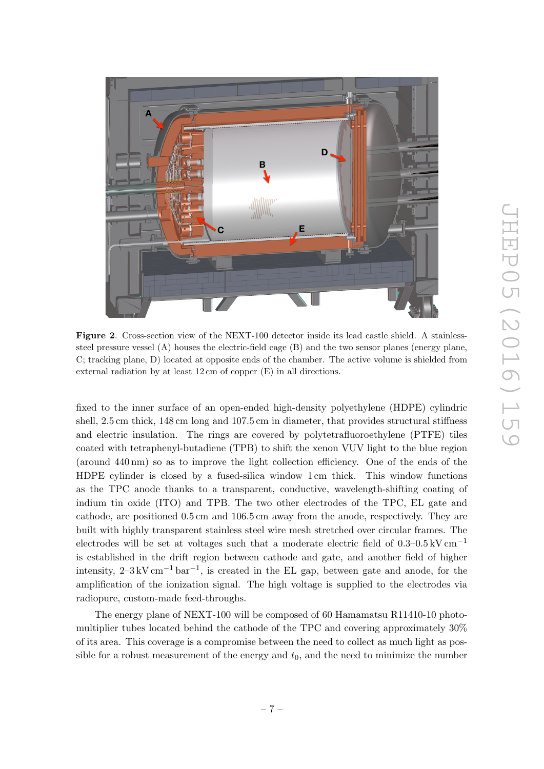A
B
C
D
E

**Figure 2**. Cross-section view of the NEXT-100 detector inside its lead castle shield. A stainless-steel pressure vessel (A) houses the electric-field cage (B) and the two sensor planes (energy plane, C; tracking plane, D) located at opposite ends of the chamber. The active volume is shielded from external radiation by at least 12 cm of copper (E) in all directions.

fixed to the inner surface of an open-ended high-density polyethylene (HDPE) cylindric shell, 2.5 cm thick, 148 cm long and 107.5 cm in diameter, that provides structural stiffness and electric insulation. The rings are covered by polytetrafluoroethylene (PTFE) tiles coated with tetraphenyl-butadiene (TPB) to shift the xenon VUV light to the blue region (around 440 nm) so as to improve the light collection efficiency. One of the ends of the HDPE cylinder is closed by a fused-silica window 1 cm thick. This window functions as the TPC anode thanks to a transparent, conductive, wavelength-shifting coating of indium tin oxide (ITO) and TPB. The two other electrodes of the TPC, EL gate and cathode, are positioned 0.5 cm and 106.5 cm away from the anode, respectively. They are built with highly transparent stainless steel wire mesh stretched over circular frames. The electrodes will be set at voltages such that a moderate electric field of 0.3–0.5 kV cm$^{-1}$ is established in the drift region between cathode and gate, and another field of higher intensity, 2–3 kV cm$^{-1}$ bar$^{-1}$, is created in the EL gap, between gate and anode, for the amplification of the ionization signal. The high voltage is supplied to the electrodes via radiopure, custom-made feed-throughs.

The energy plane of NEXT-100 will be composed of 60 Hamamatsu R11410-10 photomultiplier tubes located behind the cathode of the TPC and covering approximately 30% of its area. This coverage is a compromise between the need to collect as much light as possible for a robust measurement of the energy and $t_0$, and the need to minimize the number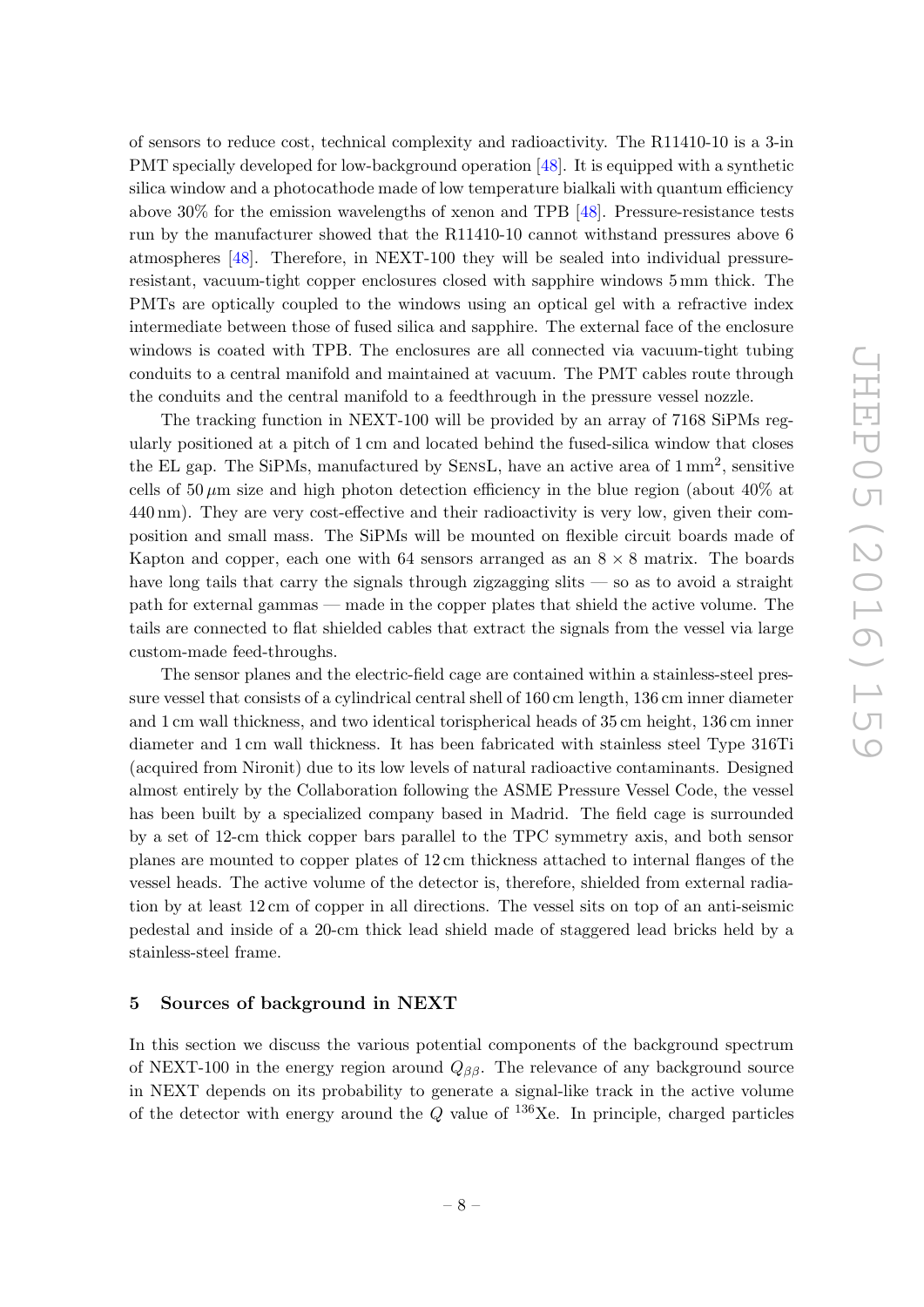of sensors to reduce cost, technical complexity and radioactivity. The R11410-10 is a 3-in PMT specially developed for low-background operation [48]. It is equipped with a synthetic silica window and a photocathode made of low temperature bialkali with quantum efficiency above 30% for the emission wavelengths of xenon and TPB [48]. Pressure-resistance tests run by the manufacturer showed that the R11410-10 cannot withstand pressures above 6 atmospheres [48]. Therefore, in NEXT-100 they will be sealed into individual pressure-resistant, vacuum-tight copper enclosures closed with sapphire windows 5 mm thick. The PMTs are optically coupled to the windows using an optical gel with a refractive index intermediate between those of fused silica and sapphire. The external face of the enclosure windows is coated with TPB. The enclosures are all connected via vacuum-tight tubing conduits to a central manifold and maintained at vacuum. The PMT cables route through the conduits and the central manifold to a feedthrough in the pressure vessel nozzle.

The tracking function in NEXT-100 will be provided by an array of 7168 SiPMs regularly positioned at a pitch of 1 cm and located behind the fused-silica window that closes the EL gap. The SiPMs, manufactured by SensL, have an active area of 1 $\mathrm{mm}^2$, sensitive cells of 50 $\mu$m size and high photon detection efficiency in the blue region (about 40% at 440 nm). They are very cost-effective and their radioactivity is very low, given their composition and small mass. The SiPMs will be mounted on flexible circuit boards made of Kapton and copper, each one with 64 sensors arranged as an $8 \times 8$ matrix. The boards have long tails that carry the signals through zigzagging slits — so as to avoid a straight path for external gammas — made in the copper plates that shield the active volume. The tails are connected to flat shielded cables that extract the signals from the vessel via large custom-made feed-throughs.

The sensor planes and the electric-field cage are contained within a stainless-steel pressure vessel that consists of a cylindrical central shell of 160 cm length, 136 cm inner diameter and 1 cm wall thickness, and two identical torispherical heads of 35 cm height, 136 cm inner diameter and 1 cm wall thickness. It has been fabricated with stainless steel Type 316Ti (acquired from Nironit) due to its low levels of natural radioactive contaminants. Designed almost entirely by the Collaboration following the ASME Pressure Vessel Code, the vessel has been built by a specialized company based in Madrid. The field cage is surrounded by a set of 12-cm thick copper bars parallel to the TPC symmetry axis, and both sensor planes are mounted to copper plates of 12 cm thickness attached to internal flanges of the vessel heads. The active volume of the detector is, therefore, shielded from external radiation by at least 12 cm of copper in all directions. The vessel sits on top of an anti-seismic pedestal and inside of a 20-cm thick lead shield made of staggered lead bricks held by a stainless-steel frame.

## 5 Sources of background in NEXT

In this section we discuss the various potential components of the background spectrum of NEXT-100 in the energy region around $Q_{\beta\beta}$. The relevance of any background source in NEXT depends on its probability to generate a signal-like track in the active volume of the detector with energy around the $Q$ value of $^{136}$Xe. In principle, charged particles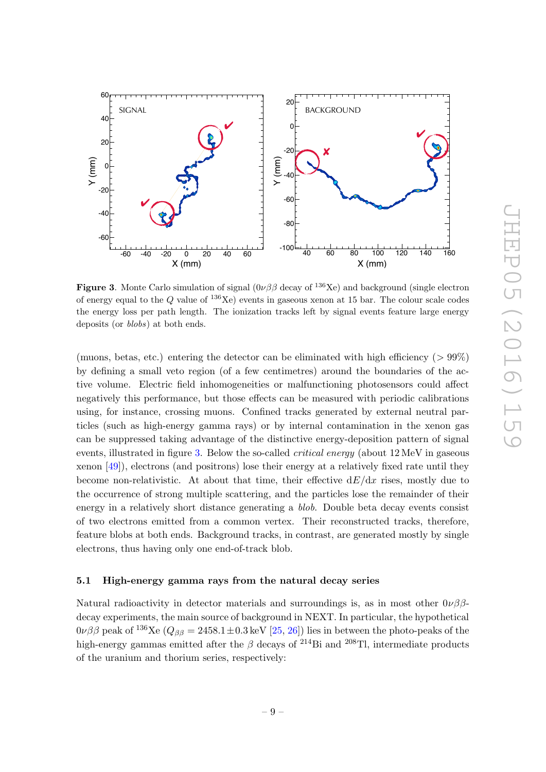SIGNAL

X (mm)

Y (mm)

BACKGROUND

X (mm)

Y (mm)

**Figure 3**. Monte Carlo simulation of signal ($0\nu\beta\beta$ decay of $^{136}$Xe) and background (single electron of energy equal to the $Q$ value of $^{136}$Xe) events in gaseous xenon at 15 bar. The colour scale codes the energy loss per path length. The ionization tracks left by signal events feature large energy deposits (or *blobs*) at both ends.

(muons, betas, etc.) entering the detector can be eliminated with high efficiency ($> 99\%$) by defining a small veto region (of a few centimetres) around the boundaries of the active volume. Electric field inhomogeneities or malfunctioning photosensors could affect negatively this performance, but those effects can be measured with periodic calibrations using, for instance, crossing muons. Confined tracks generated by external neutral particles (such as high-energy gamma rays) or by internal contamination in the xenon gas can be suppressed taking advantage of the distinctive energy-deposition pattern of signal events, illustrated in figure 3. Below the so-called *critical energy* (about 12 MeV in gaseous xenon [49]), electrons (and positrons) lose their energy at a relatively fixed rate until they become non-relativistic. At about that time, their effective $\mathrm{d}E/\mathrm{d}x$ rises, mostly due to the occurrence of strong multiple scattering, and the particles lose the remainder of their energy in a relatively short distance generating a *blob*. Double beta decay events consist of two electrons emitted from a common vertex. Their reconstructed tracks, therefore, feature blobs at both ends. Background tracks, in contrast, are generated mostly by single electrons, thus having only one end-of-track blob.

### 5.1 High-energy gamma rays from the natural decay series

Natural radioactivity in detector materials and surroundings is, as in most other $0\nu\beta\beta$-decay experiments, the main source of background in NEXT. In particular, the hypothetical $0\nu\beta\beta$ peak of $^{136}$Xe ($Q_{\beta\beta} = 2458.1 \pm 0.3$ keV [25, 26]) lies in between the photo-peaks of the high-energy gammas emitted after the $\beta$ decays of $^{214}$Bi and $^{208}$Tl, intermediate products of the uranium and thorium series, respectively: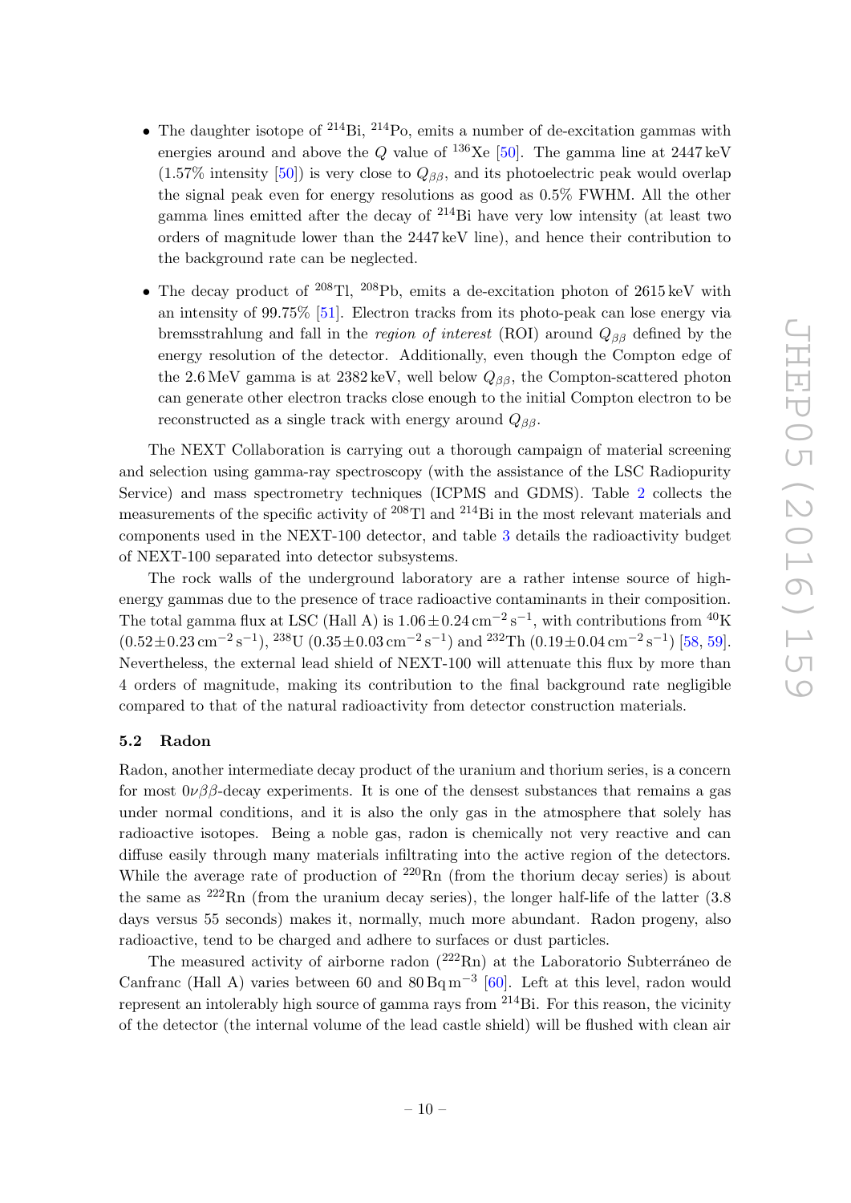- The daughter isotope of $^{214}$Bi, $^{214}$Po, emits a number of de-excitation gammas with energies around and above the $Q$ value of $^{136}$Xe [50]. The gamma line at 2447 keV (1.57% intensity [50]) is very close to $Q_{\beta\beta}$, and its photoelectric peak would overlap the signal peak even for energy resolutions as good as 0.5% FWHM. All the other gamma lines emitted after the decay of $^{214}$Bi have very low intensity (at least two orders of magnitude lower than the 2447 keV line), and hence their contribution to the background rate can be neglected.
- The decay product of $^{208}$Tl, $^{208}$Pb, emits a de-excitation photon of 2615 keV with an intensity of 99.75% [51]. Electron tracks from its photo-peak can lose energy via bremsstrahlung and fall in the *region of interest* (ROI) around $Q_{\beta\beta}$ defined by the energy resolution of the detector. Additionally, even though the Compton edge of the 2.6 MeV gamma is at 2382 keV, well below $Q_{\beta\beta}$, the Compton-scattered photon can generate other electron tracks close enough to the initial Compton electron to be reconstructed as a single track with energy around $Q_{\beta\beta}$.

The NEXT Collaboration is carrying out a thorough campaign of material screening and selection using gamma-ray spectroscopy (with the assistance of the LSC Radiopurity Service) and mass spectrometry techniques (ICPMS and GDMS). Table 2 collects the measurements of the specific activity of $^{208}$Tl and $^{214}$Bi in the most relevant materials and components used in the NEXT-100 detector, and table 3 details the radioactivity budget of NEXT-100 separated into detector subsystems.

The rock walls of the underground laboratory are a rather intense source of high-energy gammas due to the presence of trace radioactive contaminants in their composition. The total gamma flux at LSC (Hall A) is $1.06 \pm 0.24\,\mathrm{cm^{-2}\,s^{-1}}$, with contributions from $^{40}$K ($0.52 \pm 0.23\,\mathrm{cm^{-2}\,s^{-1}}$), $^{238}$U ($0.35 \pm 0.03\,\mathrm{cm^{-2}\,s^{-1}}$) and $^{232}$Th ($0.19 \pm 0.04\,\mathrm{cm^{-2}\,s^{-1}}$) [58, 59]. Nevertheless, the external lead shield of NEXT-100 will attenuate this flux by more than 4 orders of magnitude, making its contribution to the final background rate negligible compared to that of the natural radioactivity from detector construction materials.

### 5.2 Radon

Radon, another intermediate decay product of the uranium and thorium series, is a concern for most $0\nu\beta\beta$-decay experiments. It is one of the densest substances that remains a gas under normal conditions, and it is also the only gas in the atmosphere that solely has radioactive isotopes. Being a noble gas, radon is chemically not very reactive and can diffuse easily through many materials infiltrating into the active region of the detectors. While the average rate of production of $^{220}$Rn (from the thorium decay series) is about the same as $^{222}$Rn (from the uranium decay series), the longer half-life of the latter (3.8 days versus 55 seconds) makes it, normally, much more abundant. Radon progeny, also radioactive, tend to be charged and adhere to surfaces or dust particles.

The measured activity of airborne radon ($^{222}$Rn) at the Laboratorio Subterráneo de Canfranc (Hall A) varies between 60 and 80 $\mathrm{Bq\,m^{-3}}$ [60]. Left at this level, radon would represent an intolerably high source of gamma rays from $^{214}$Bi. For this reason, the vicinity of the detector (the internal volume of the lead castle shield) will be flushed with clean air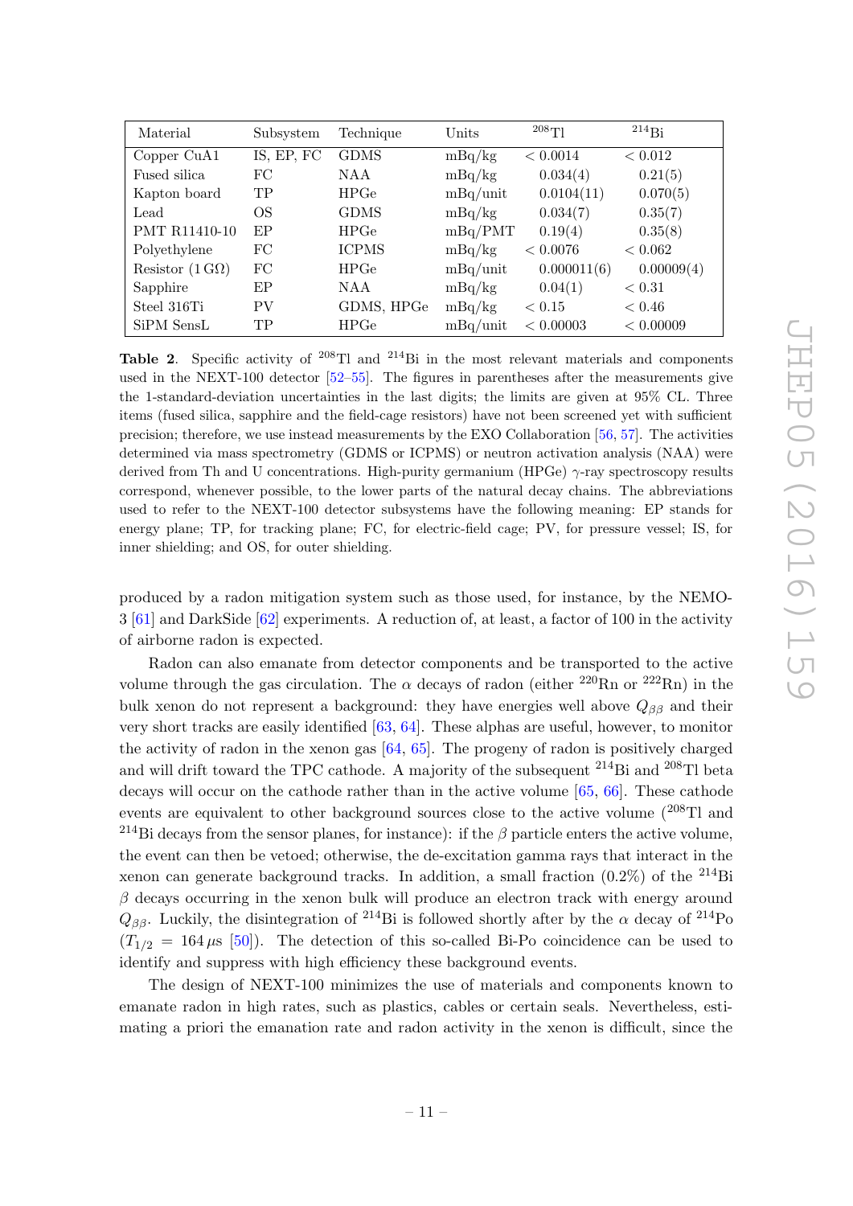| Material | Subsystem | Technique | Units | $^{208}$Tl | $^{214}$Bi |
|---|---|---|---|---|---|
| Copper CuA1 | IS, EP, FC | GDMS | mBq/kg | $< 0.0014$ | $< 0.012$ |
| Fused silica | FC | NAA | mBq/kg | 0.034(4) | 0.21(5) |
| Kapton board | TP | HPGe | mBq/unit | 0.0104(11) | 0.070(5) |
| Lead | OS | GDMS | mBq/kg | 0.034(7) | 0.35(7) |
| PMT R11410-10 | EP | HPGe | mBq/PMT | 0.19(4) | 0.35(8) |
| Polyethylene | FC | ICPMS | mBq/kg | $< 0.0076$ | $< 0.062$ |
| Resistor (1 GΩ) | FC | HPGe | mBq/unit | 0.000011(6) | 0.00009(4) |
| Sapphire | EP | NAA | mBq/kg | 0.04(1) | $< 0.31$ |
| Steel 316Ti | PV | GDMS, HPGe | mBq/kg | $< 0.15$ | $< 0.46$ |
| SiPM SensL | TP | HPGe | mBq/unit | $< 0.00003$ | $< 0.00009$ |

**Table 2**. Specific activity of $^{208}$Tl and $^{214}$Bi in the most relevant materials and components used in the NEXT-100 detector [52–55]. The figures in parentheses after the measurements give the 1-standard-deviation uncertainties in the last digits; the limits are given at 95% CL. Three items (fused silica, sapphire and the field-cage resistors) have not been screened yet with sufficient precision; therefore, we use instead measurements by the EXO Collaboration [56, 57]. The activities determined via mass spectrometry (GDMS or ICPMS) or neutron activation analysis (NAA) were derived from Th and U concentrations. High-purity germanium (HPGe) $\gamma$-ray spectroscopy results correspond, whenever possible, to the lower parts of the natural decay chains. The abbreviations used to refer to the NEXT-100 detector subsystems have the following meaning: EP stands for energy plane; TP, for tracking plane; FC, for electric-field cage; PV, for pressure vessel; IS, for inner shielding; and OS, for outer shielding.

produced by a radon mitigation system such as those used, for instance, by the NEMO-3 [61] and DarkSide [62] experiments. A reduction of, at least, a factor of 100 in the activity of airborne radon is expected.

Radon can also emanate from detector components and be transported to the active volume through the gas circulation. The $\alpha$ decays of radon (either $^{220}$Rn or $^{222}$Rn) in the bulk xenon do not represent a background: they have energies well above $Q_{\beta\beta}$ and their very short tracks are easily identified [63, 64]. These alphas are useful, however, to monitor the activity of radon in the xenon gas [64, 65]. The progeny of radon is positively charged and will drift toward the TPC cathode. A majority of the subsequent $^{214}$Bi and $^{208}$Tl beta decays will occur on the cathode rather than in the active volume [65, 66]. These cathode events are equivalent to other background sources close to the active volume ($^{208}$Tl and $^{214}$Bi decays from the sensor planes, for instance): if the $\beta$ particle enters the active volume, the event can then be vetoed; otherwise, the de-excitation gamma rays that interact in the xenon can generate background tracks. In addition, a small fraction (0.2%) of the $^{214}$Bi $\beta$ decays occurring in the xenon bulk will produce an electron track with energy around $Q_{\beta\beta}$. Luckily, the disintegration of $^{214}$Bi is followed shortly after by the $\alpha$ decay of $^{214}$Po ($T_{1/2} = 164\,\mu$s [50]). The detection of this so-called Bi-Po coincidence can be used to identify and suppress with high efficiency these background events.

The design of NEXT-100 minimizes the use of materials and components known to emanate radon in high rates, such as plastics, cables or certain seals. Nevertheless, estimating a priori the emanation rate and radon activity in the xenon is difficult, since the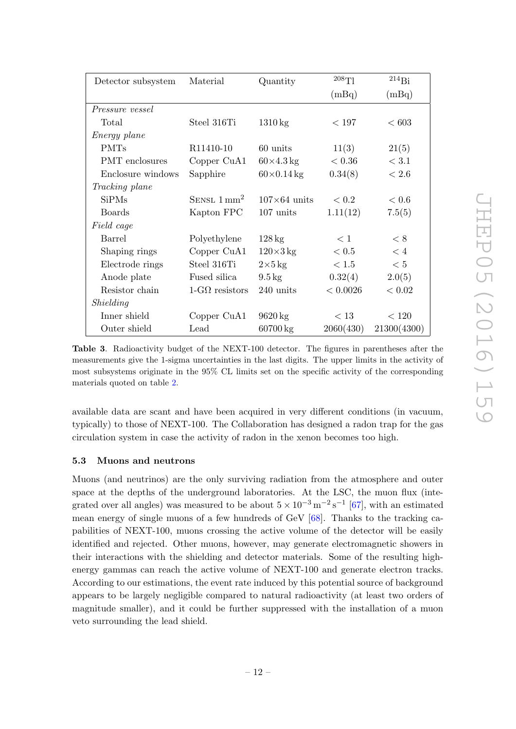| Detector subsystem | Material | Quantity | $^{208}$Tl (mBq) | $^{214}$Bi (mBq) |
|---|---|---|---|---|
| *Pressure vessel* | | | | |
| Total | Steel 316Ti | 1310 kg | $< 197$ | $< 603$ |
| *Energy plane* | | | | |
| PMTs | R11410-10 | 60 units | 11(3) | 21(5) |
| PMT enclosures | Copper CuA1 | $60\times4.3$ kg | $< 0.36$ | $< 3.1$ |
| Enclosure windows | Sapphire | $60\times0.14$ kg | 0.34(8) | $< 2.6$ |
| *Tracking plane* | | | | |
| SiPMs | SensL 1 mm$^2$ | $107\times64$ units | $< 0.2$ | $< 0.6$ |
| Boards | Kapton FPC | 107 units | 1.11(12) | 7.5(5) |
| *Field cage* | | | | |
| Barrel | Polyethylene | 128 kg | $< 1$ | $< 8$ |
| Shaping rings | Copper CuA1 | $120\times3$ kg | $< 0.5$ | $< 4$ |
| Electrode rings | Steel 316Ti | $2\times5$ kg | $< 1.5$ | $< 5$ |
| Anode plate | Fused silica | 9.5 kg | 0.32(4) | 2.0(5) |
| Resistor chain | 1-G$\Omega$ resistors | 240 units | $< 0.0026$ | $< 0.02$ |
| *Shielding* | | | | |
| Inner shield | Copper CuA1 | 9620 kg | $< 13$ | $< 120$ |
| Outer shield | Lead | 60700 kg | 2060(430) | 21300(4300) |

**Table 3**. Radioactivity budget of the NEXT-100 detector. The figures in parentheses after the measurements give the 1-sigma uncertainties in the last digits. The upper limits in the activity of most subsystems originate in the 95% CL limits set on the specific activity of the corresponding materials quoted on table 2.

available data are scant and have been acquired in very different conditions (in vacuum, typically) to those of NEXT-100. The Collaboration has designed a radon trap for the gas circulation system in case the activity of radon in the xenon becomes too high.

### 5.3 Muons and neutrons

Muons (and neutrinos) are the only surviving radiation from the atmosphere and outer space at the depths of the underground laboratories. At the LSC, the muon flux (integrated over all angles) was measured to be about $5\times10^{-3}\,\mathrm{m}^{-2}\,\mathrm{s}^{-1}$ [67], with an estimated mean energy of single muons of a few hundreds of GeV [68]. Thanks to the tracking capabilities of NEXT-100, muons crossing the active volume of the detector will be easily identified and rejected. Other muons, however, may generate electromagnetic showers in their interactions with the shielding and detector materials. Some of the resulting high-energy gammas can reach the active volume of NEXT-100 and generate electron tracks. According to our estimations, the event rate induced by this potential source of background appears to be largely negligible compared to natural radioactivity (at least two orders of magnitude smaller), and it could be further suppressed with the installation of a muon veto surrounding the lead shield.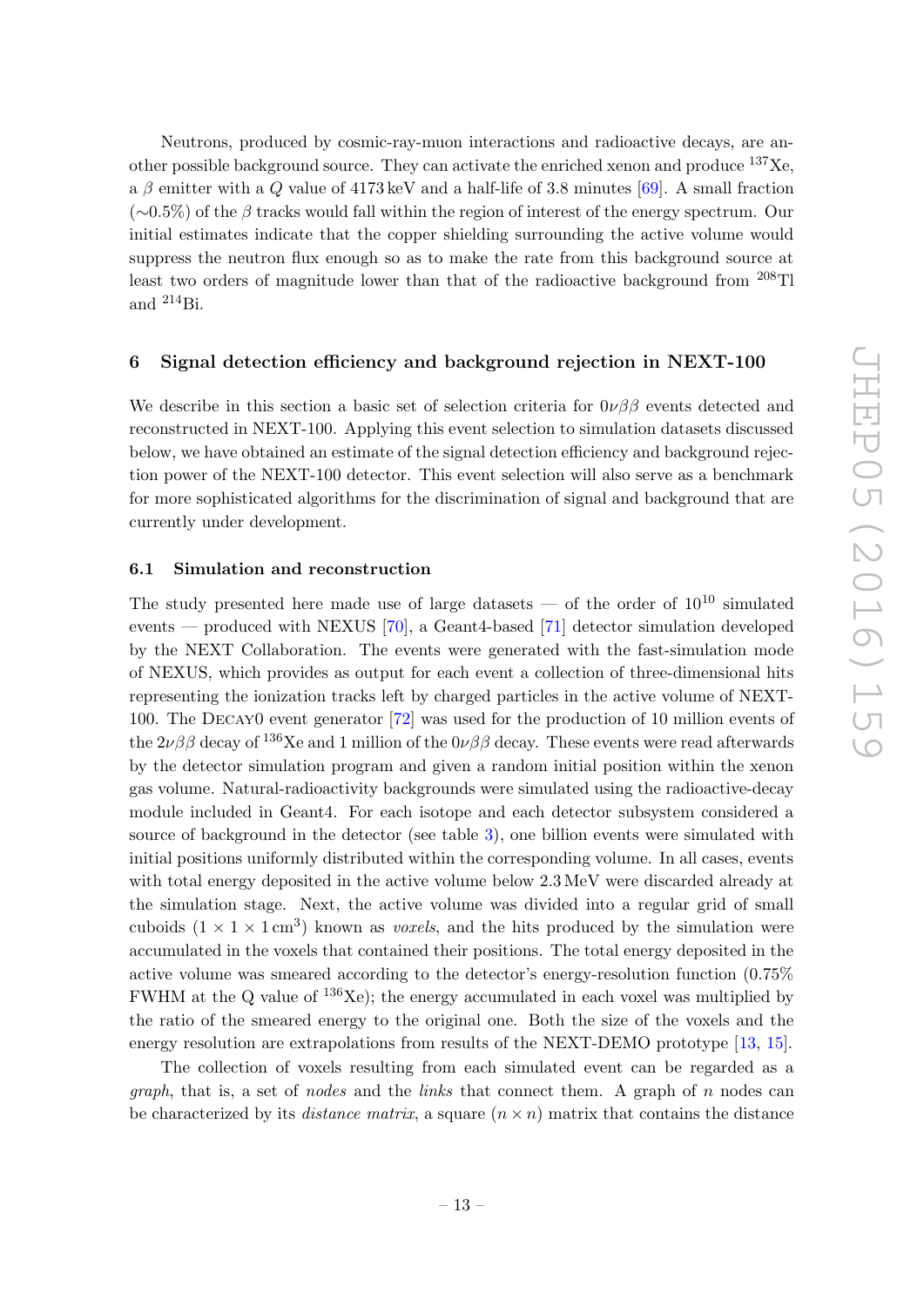Neutrons, produced by cosmic-ray-muon interactions and radioactive decays, are another possible background source. They can activate the enriched xenon and produce $^{137}$Xe, a $\beta$ emitter with a $Q$ value of 4173 keV and a half-life of 3.8 minutes [69]. A small fraction ($\sim$0.5%) of the $\beta$ tracks would fall within the region of interest of the energy spectrum. Our initial estimates indicate that the copper shielding surrounding the active volume would suppress the neutron flux enough so as to make the rate from this background source at least two orders of magnitude lower than that of the radioactive background from $^{208}$Tl and $^{214}$Bi.

## 6 Signal detection efficiency and background rejection in NEXT-100

We describe in this section a basic set of selection criteria for $0\nu\beta\beta$ events detected and reconstructed in NEXT-100. Applying this event selection to simulation datasets discussed below, we have obtained an estimate of the signal detection efficiency and background rejection power of the NEXT-100 detector. This event selection will also serve as a benchmark for more sophisticated algorithms for the discrimination of signal and background that are currently under development.

### 6.1 Simulation and reconstruction

The study presented here made use of large datasets — of the order of $10^{10}$ simulated events — produced with NEXUS [70], a Geant4-based [71] detector simulation developed by the NEXT Collaboration. The events were generated with the fast-simulation mode of NEXUS, which provides as output for each event a collection of three-dimensional hits representing the ionization tracks left by charged particles in the active volume of NEXT-100. The Decay0 event generator [72] was used for the production of 10 million events of the $2\nu\beta\beta$ decay of $^{136}$Xe and 1 million of the $0\nu\beta\beta$ decay. These events were read afterwards by the detector simulation program and given a random initial position within the xenon gas volume. Natural-radioactivity backgrounds were simulated using the radioactive-decay module included in Geant4. For each isotope and each detector subsystem considered a source of background in the detector (see table 3), one billion events were simulated with initial positions uniformly distributed within the corresponding volume. In all cases, events with total energy deposited in the active volume below 2.3 MeV were discarded already at the simulation stage. Next, the active volume was divided into a regular grid of small cuboids ($1 \times 1 \times 1\,\text{cm}^3$) known as *voxels*, and the hits produced by the simulation were accumulated in the voxels that contained their positions. The total energy deposited in the active volume was smeared according to the detector's energy-resolution function (0.75% FWHM at the Q value of $^{136}$Xe); the energy accumulated in each voxel was multiplied by the ratio of the smeared energy to the original one. Both the size of the voxels and the energy resolution are extrapolations from results of the NEXT-DEMO prototype [13, 15].

The collection of voxels resulting from each simulated event can be regarded as a *graph*, that is, a set of *nodes* and the *links* that connect them. A graph of $n$ nodes can be characterized by its *distance matrix*, a square ($n \times n$) matrix that contains the distance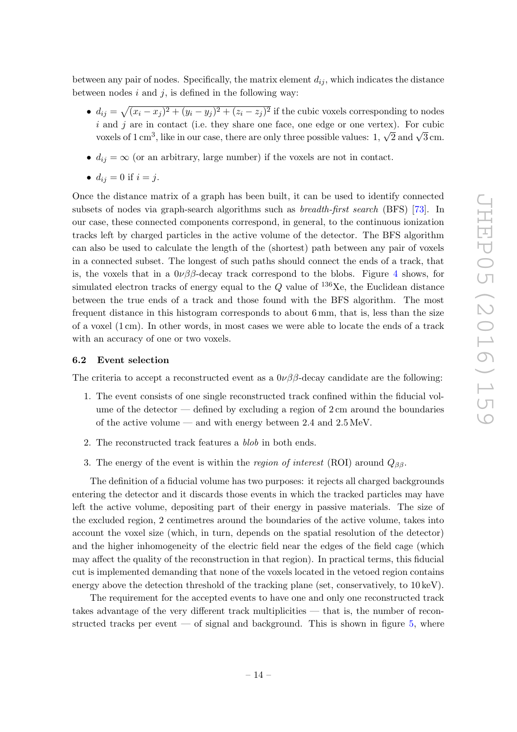between any pair of nodes. Specifically, the matrix element $d_{ij}$, which indicates the distance between nodes $i$ and $j$, is defined in the following way:

- $d_{ij} = \sqrt{(x_i - x_j)^2 + (y_i - y_j)^2 + (z_i - z_j)^2}$ if the cubic voxels corresponding to nodes $i$ and $j$ are in contact (i.e. they share one face, one edge or one vertex). For cubic voxels of $1\,\text{cm}^3$, like in our case, there are only three possible values: 1, $\sqrt{2}$ and $\sqrt{3}\,\text{cm}$.
- $d_{ij} = \infty$ (or an arbitrary, large number) if the voxels are not in contact.
- $d_{ij} = 0$ if $i = j$.

Once the distance matrix of a graph has been built, it can be used to identify connected subsets of nodes via graph-search algorithms such as *breadth-first search* (BFS) [73]. In our case, these connected components correspond, in general, to the continuous ionization tracks left by charged particles in the active volume of the detector. The BFS algorithm can also be used to calculate the length of the (shortest) path between any pair of voxels in a connected subset. The longest of such paths should connect the ends of a track, that is, the voxels that in a $0\nu\beta\beta$-decay track correspond to the blobs. Figure 4 shows, for simulated electron tracks of energy equal to the $Q$ value of $^{136}$Xe, the Euclidean distance between the true ends of a track and those found with the BFS algorithm. The most frequent distance in this histogram corresponds to about 6 mm, that is, less than the size of a voxel (1 cm). In other words, in most cases we were able to locate the ends of a track with an accuracy of one or two voxels.

### 6.2 Event selection

The criteria to accept a reconstructed event as a $0\nu\beta\beta$-decay candidate are the following:

1. The event consists of one single reconstructed track confined within the fiducial volume of the detector — defined by excluding a region of 2 cm around the boundaries of the active volume — and with energy between 2.4 and 2.5 MeV.
2. The reconstructed track features a *blob* in both ends.
3. The energy of the event is within the *region of interest* (ROI) around $Q_{\beta\beta}$.

The definition of a fiducial volume has two purposes: it rejects all charged backgrounds entering the detector and it discards those events in which the tracked particles may have left the active volume, depositing part of their energy in passive materials. The size of the excluded region, 2 centimetres around the boundaries of the active volume, takes into account the voxel size (which, in turn, depends on the spatial resolution of the detector) and the higher inhomogeneity of the electric field near the edges of the field cage (which may affect the quality of the reconstruction in that region). In practical terms, this fiducial cut is implemented demanding that none of the voxels located in the vetoed region contains energy above the detection threshold of the tracking plane (set, conservatively, to 10 keV).

The requirement for the accepted events to have one and only one reconstructed track takes advantage of the very different track multiplicities — that is, the number of reconstructed tracks per event — of signal and background. This is shown in figure 5, where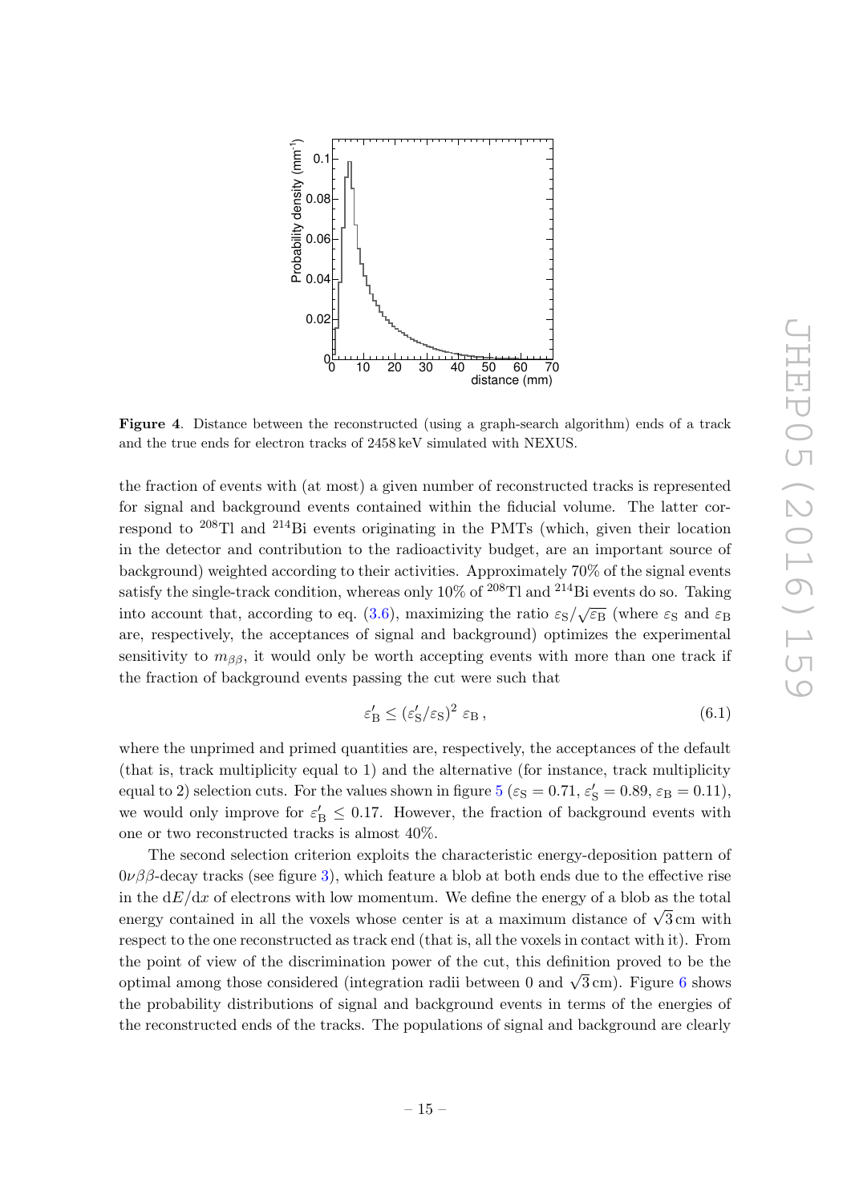**Figure 4**. Distance between the reconstructed (using a graph-search algorithm) ends of a track and the true ends for electron tracks of 2458 keV simulated with NEXUS.

the fraction of events with (at most) a given number of reconstructed tracks is represented for signal and background events contained within the fiducial volume. The latter correspond to $^{208}$Tl and $^{214}$Bi events originating in the PMTs (which, given their location in the detector and contribution to the radioactivity budget, are an important source of background) weighted according to their activities. Approximately 70% of the signal events satisfy the single-track condition, whereas only 10% of $^{208}$Tl and $^{214}$Bi events do so. Taking into account that, according to eq. (3.6), maximizing the ratio $\varepsilon_{\rm S}/\sqrt{\varepsilon_{\rm B}}$ (where $\varepsilon_{\rm S}$ and $\varepsilon_{\rm B}$ are, respectively, the acceptances of signal and background) optimizes the experimental sensitivity to $m_{\beta\beta}$, it would only be worth accepting events with more than one track if the fraction of background events passing the cut were such that

$$\varepsilon'_{\rm B} \leq (\varepsilon'_{\rm S}/\varepsilon_{\rm S})^2 \; \varepsilon_{\rm B} \,, \tag{6.1}$$

where the unprimed and primed quantities are, respectively, the acceptances of the default (that is, track multiplicity equal to 1) and the alternative (for instance, track multiplicity equal to 2) selection cuts. For the values shown in figure 5 ($\varepsilon_{\rm S} = 0.71$, $\varepsilon'_{\rm S} = 0.89$, $\varepsilon_{\rm B} = 0.11$), we would only improve for $\varepsilon'_{\rm B} \leq 0.17$. However, the fraction of background events with one or two reconstructed tracks is almost 40%.

The second selection criterion exploits the characteristic energy-deposition pattern of $0\nu\beta\beta$-decay tracks (see figure 3), which feature a blob at both ends due to the effective rise in the $\mathrm{d}E/\mathrm{d}x$ of electrons with low momentum. We define the energy of a blob as the total energy contained in all the voxels whose center is at a maximum distance of $\sqrt{3}\,$cm with respect to the one reconstructed as track end (that is, all the voxels in contact with it). From the point of view of the discrimination power of the cut, this definition proved to be the optimal among those considered (integration radii between 0 and $\sqrt{3}\,$cm). Figure 6 shows the probability distributions of signal and background events in terms of the energies of the reconstructed ends of the tracks. The populations of signal and background are clearly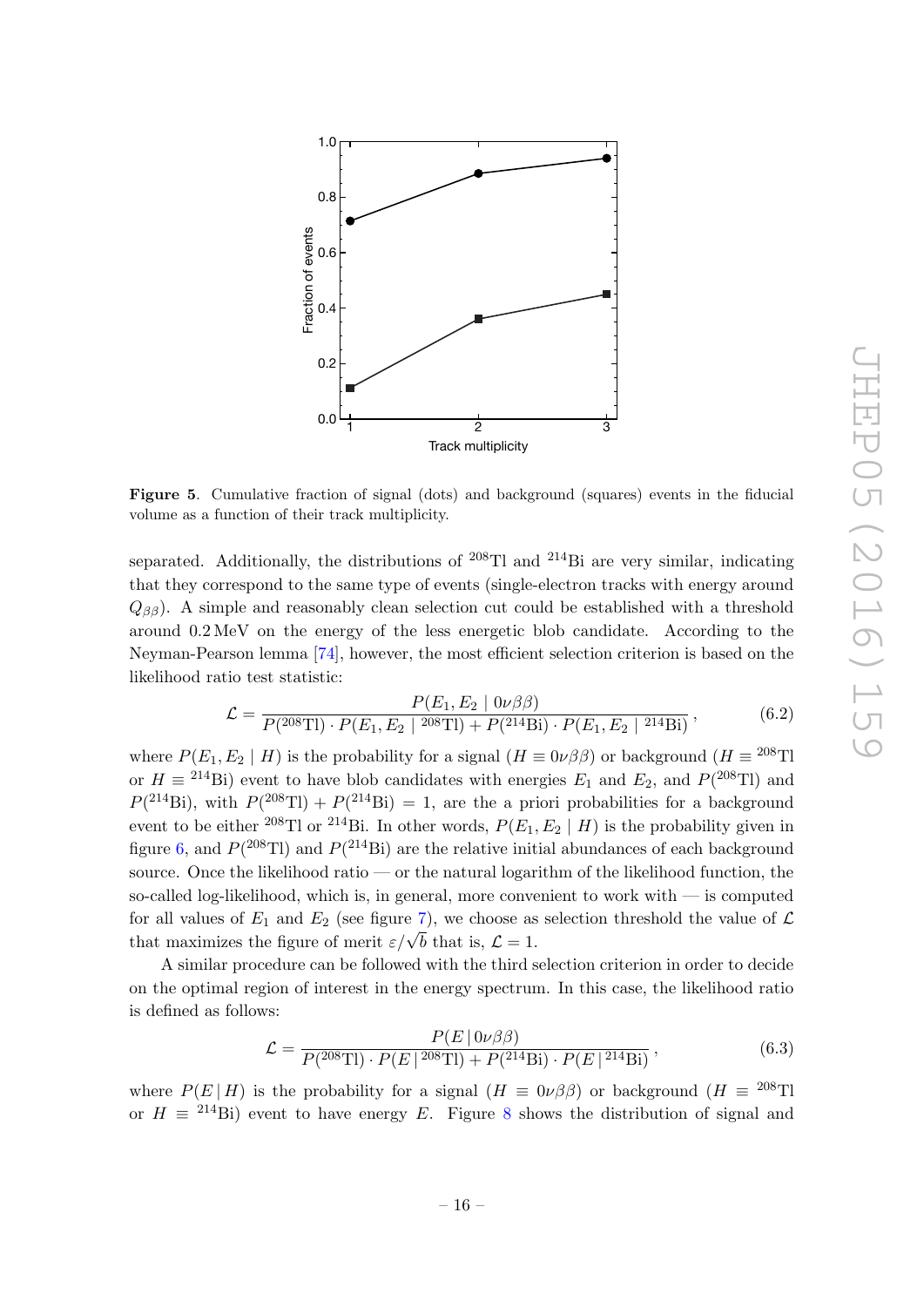1.0
0.8
0.6
0.4
0.2
0.0
Fraction of events
1
2
3
Track multiplicity

**Figure 5**. Cumulative fraction of signal (dots) and background (squares) events in the fiducial volume as a function of their track multiplicity.

separated. Additionally, the distributions of $^{208}$Tl and $^{214}$Bi are very similar, indicating that they correspond to the same type of events (single-electron tracks with energy around $Q_{\beta\beta}$). A simple and reasonably clean selection cut could be established with a threshold around 0.2 MeV on the energy of the less energetic blob candidate. According to the Neyman-Pearson lemma [74], however, the most efficient selection criterion is based on the likelihood ratio test statistic:

$$\mathcal{L} = \frac{P(E_1, E_2 \mid 0\nu\beta\beta)}{P(^{208}\mathrm{Tl}) \cdot P(E_1, E_2 \mid {}^{208}\mathrm{Tl}) + P(^{214}\mathrm{Bi}) \cdot P(E_1, E_2 \mid {}^{214}\mathrm{Bi})}, \tag{6.2}$$

where $P(E_1, E_2 \mid H)$ is the probability for a signal ($H \equiv 0\nu\beta\beta$) or background ($H \equiv {}^{208}$Tl or $H \equiv {}^{214}$Bi) event to have blob candidates with energies $E_1$ and $E_2$, and $P(^{208}\mathrm{Tl})$ and $P(^{214}\mathrm{Bi})$, with $P(^{208}\mathrm{Tl}) + P(^{214}\mathrm{Bi}) = 1$, are the a priori probabilities for a background event to be either $^{208}$Tl or $^{214}$Bi. In other words, $P(E_1, E_2 \mid H)$ is the probability given in figure 6, and $P(^{208}\mathrm{Tl})$ and $P(^{214}\mathrm{Bi})$ are the relative initial abundances of each background source. Once the likelihood ratio — or the natural logarithm of the likelihood function, the so-called log-likelihood, which is, in general, more convenient to work with — is computed for all values of $E_1$ and $E_2$ (see figure 7), we choose as selection threshold the value of $\mathcal{L}$ that maximizes the figure of merit $\varepsilon/\sqrt{b}$ that is, $\mathcal{L} = 1$.

A similar procedure can be followed with the third selection criterion in order to decide on the optimal region of interest in the energy spectrum. In this case, the likelihood ratio is defined as follows:

$$\mathcal{L} = \frac{P(E \mid 0\nu\beta\beta)}{P(^{208}\mathrm{Tl}) \cdot P(E \mid {}^{208}\mathrm{Tl}) + P(^{214}\mathrm{Bi}) \cdot P(E \mid {}^{214}\mathrm{Bi})}, \tag{6.3}$$

where $P(E \mid H)$ is the probability for a signal ($H \equiv 0\nu\beta\beta$) or background ($H \equiv {}^{208}$Tl or $H \equiv {}^{214}$Bi) event to have energy $E$. Figure 8 shows the distribution of signal and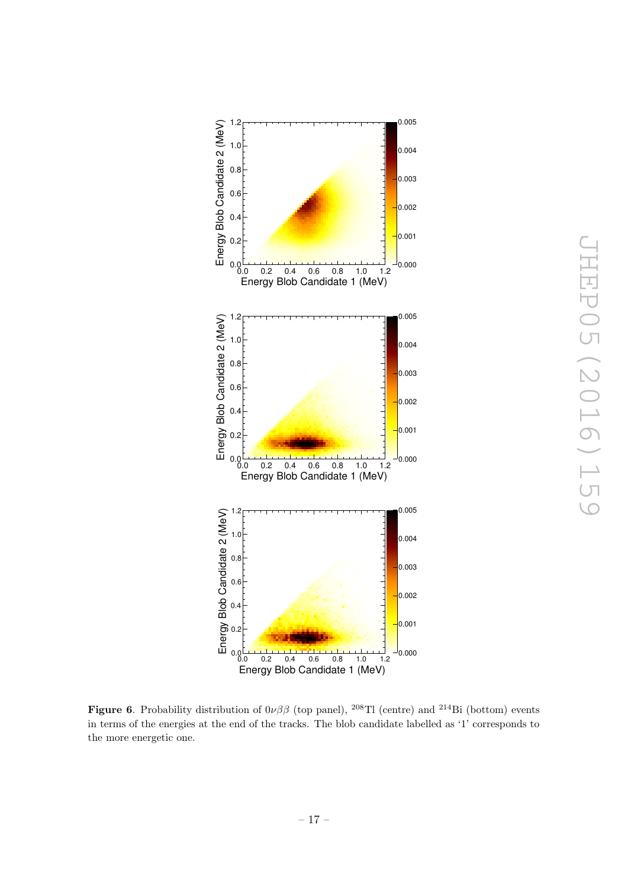Energy Blob Candidate 2 (MeV)
1.2
1.0
0.8
0.6
0.4
0.2
0.0
0.0 0.2 0.4 0.6 0.8 1.0 1.2
Energy Blob Candidate 1 (MeV)
0.005
0.004
0.003
0.002
0.001
0.000

Energy Blob Candidate 2 (MeV)
1.2
1.0
0.8
0.6
0.4
0.2
0.0
0.0 0.2 0.4 0.6 0.8 1.0 1.2
Energy Blob Candidate 1 (MeV)
0.005
0.004
0.003
0.002
0.001
0.000

Energy Blob Candidate 2 (MeV)
1.2
1.0
0.8
0.6
0.4
0.2
0.0
0.0 0.2 0.4 0.6 0.8 1.0 1.2
Energy Blob Candidate 1 (MeV)
0.005
0.004
0.003
0.002
0.001
0.000

**Figure 6**. Probability distribution of $0\nu\beta\beta$ (top panel), $^{208}$Tl (centre) and $^{214}$Bi (bottom) events in terms of the energies at the end of the tracks. The blob candidate labelled as '1' corresponds to the more energetic one.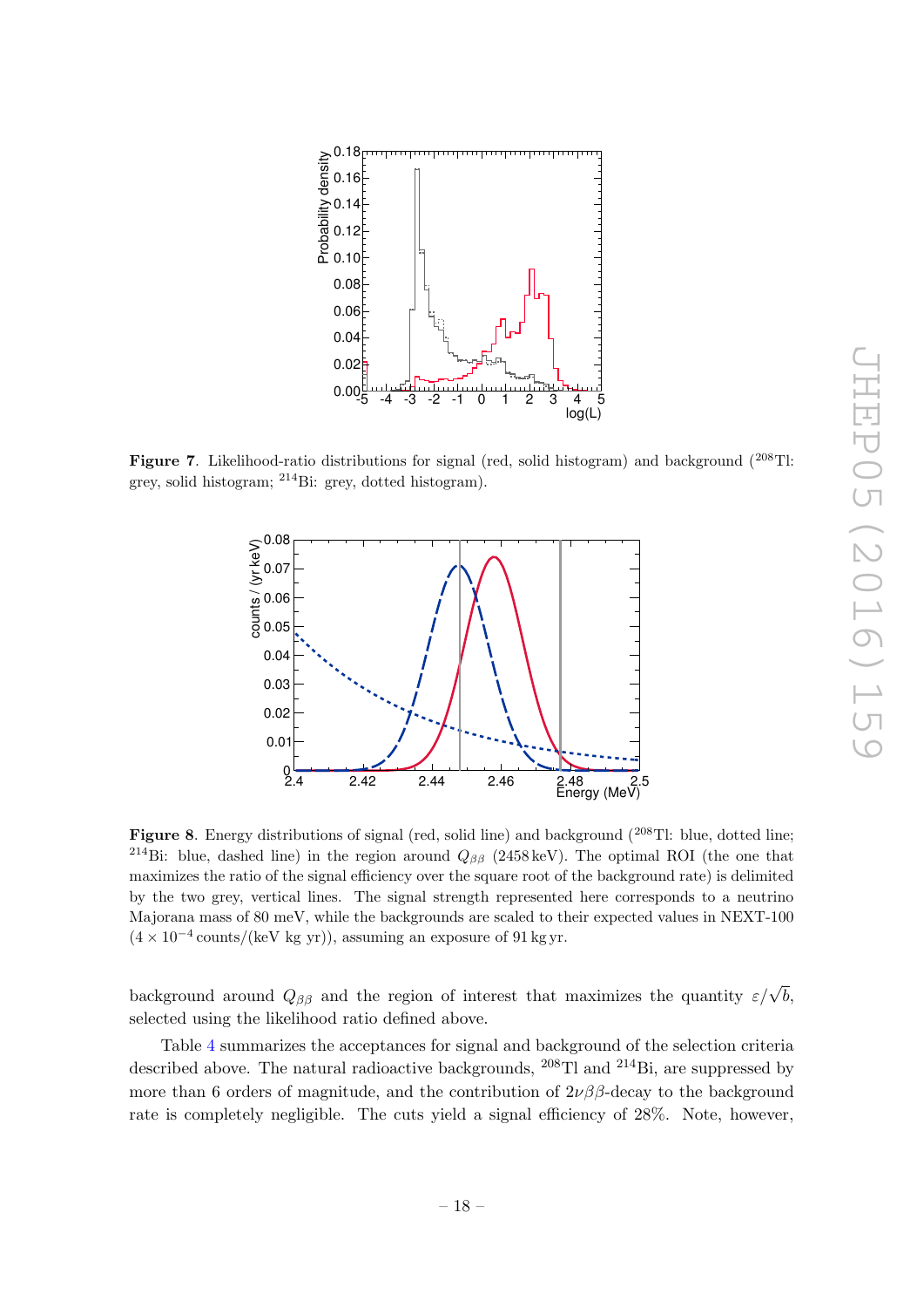Probability density

0.18

0.16

0.14

0.12

0.10

0.08

0.06

0.04

0.02

0.00

-5 -4 -3 -2 -1 0 1 2 3 4 5

log(L)

**Figure 7**. Likelihood-ratio distributions for signal (red, solid histogram) and background ($^{208}$Tl: grey, solid histogram; $^{214}$Bi: grey, dotted histogram).

counts / (yr keV)

0.08

0.07

0.06

0.05

0.04

0.03

0.02

0.01

0

2.4 2.42 2.44 2.46 2.48 2.5

Energy (MeV)

**Figure 8**. Energy distributions of signal (red, solid line) and background ($^{208}$Tl: blue, dotted line; $^{214}$Bi: blue, dashed line) in the region around $Q_{\beta\beta}$ (2458 keV). The optimal ROI (the one that maximizes the ratio of the signal efficiency over the square root of the background rate) is delimited by the two grey, vertical lines. The signal strength represented here corresponds to a neutrino Majorana mass of 80 meV, while the backgrounds are scaled to their expected values in NEXT-100 ($4 \times 10^{-4}$ counts/(keV kg yr)), assuming an exposure of 91 kg yr.

background around $Q_{\beta\beta}$ and the region of interest that maximizes the quantity $\varepsilon/\sqrt{b}$, selected using the likelihood ratio defined above.

Table 4 summarizes the acceptances for signal and background of the selection criteria described above. The natural radioactive backgrounds, $^{208}$Tl and $^{214}$Bi, are suppressed by more than 6 orders of magnitude, and the contribution of $2\nu\beta\beta$-decay to the background rate is completely negligible. The cuts yield a signal efficiency of 28%. Note, however,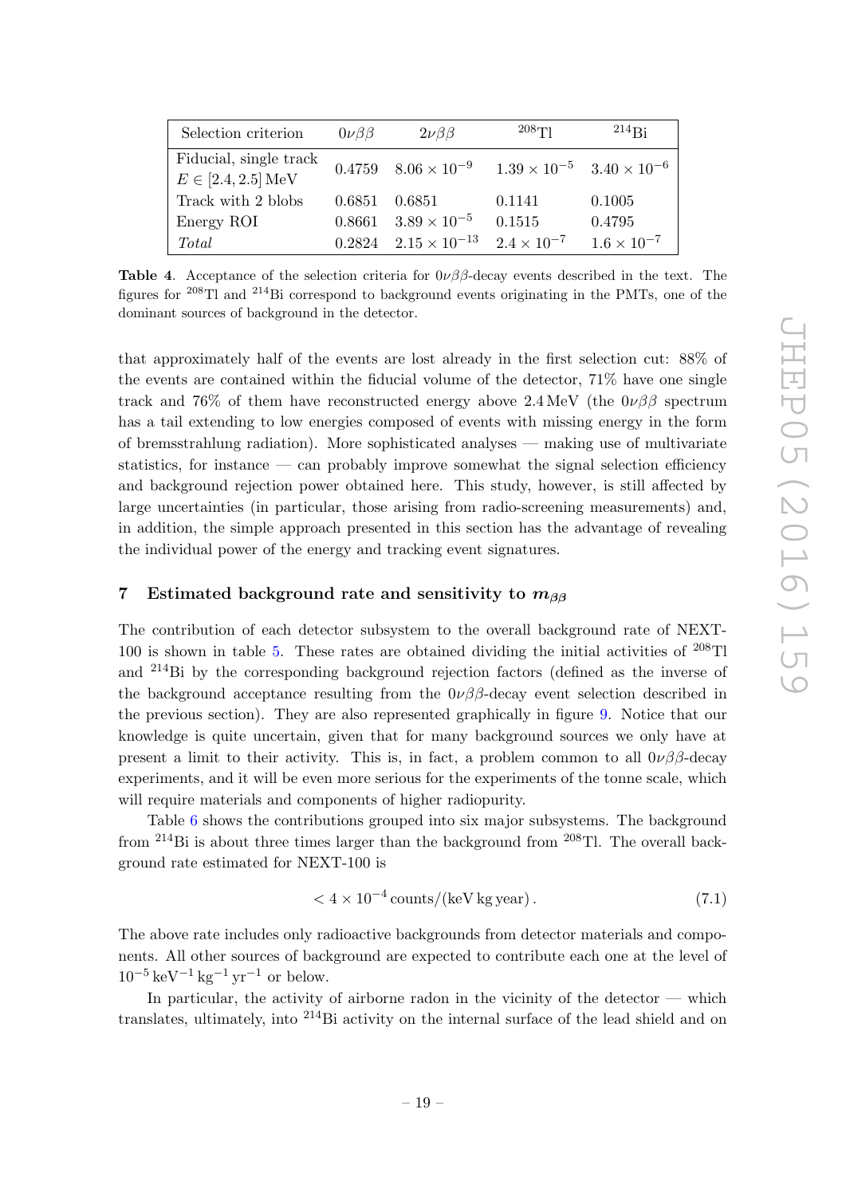| Selection criterion | $0\nu\beta\beta$ | $2\nu\beta\beta$ | $^{208}$Tl | $^{214}$Bi |
|---|---|---|---|---|
| Fiducial, single track $E \in [2.4, 2.5]$ MeV | 0.4759 | $8.06 \times 10^{-9}$ | $1.39 \times 10^{-5}$ | $3.40 \times 10^{-6}$ |
| Track with 2 blobs | 0.6851 | 0.6851 | 0.1141 | 0.1005 |
| Energy ROI | 0.8661 | $3.89 \times 10^{-5}$ | 0.1515 | 0.4795 |
| *Total* | 0.2824 | $2.15 \times 10^{-13}$ | $2.4 \times 10^{-7}$ | $1.6 \times 10^{-7}$ |

**Table 4**. Acceptance of the selection criteria for $0\nu\beta\beta$-decay events described in the text. The figures for $^{208}$Tl and $^{214}$Bi correspond to background events originating in the PMTs, one of the dominant sources of background in the detector.

that approximately half of the events are lost already in the first selection cut: 88% of the events are contained within the fiducial volume of the detector, 71% have one single track and 76% of them have reconstructed energy above 2.4 MeV (the $0\nu\beta\beta$ spectrum has a tail extending to low energies composed of events with missing energy in the form of bremsstrahlung radiation). More sophisticated analyses — making use of multivariate statistics, for instance — can probably improve somewhat the signal selection efficiency and background rejection power obtained here. This study, however, is still affected by large uncertainties (in particular, those arising from radio-screening measurements) and, in addition, the simple approach presented in this section has the advantage of revealing the individual power of the energy and tracking event signatures.

## 7 Estimated background rate and sensitivity to $m_{\beta\beta}$

The contribution of each detector subsystem to the overall background rate of NEXT-100 is shown in table 5. These rates are obtained dividing the initial activities of $^{208}$Tl and $^{214}$Bi by the corresponding background rejection factors (defined as the inverse of the background acceptance resulting from the $0\nu\beta\beta$-decay event selection described in the previous section). They are also represented graphically in figure 9. Notice that our knowledge is quite uncertain, given that for many background sources we only have at present a limit to their activity. This is, in fact, a problem common to all $0\nu\beta\beta$-decay experiments, and it will be even more serious for the experiments of the tonne scale, which will require materials and components of higher radiopurity.

Table 6 shows the contributions grouped into six major subsystems. The background from $^{214}$Bi is about three times larger than the background from $^{208}$Tl. The overall background rate estimated for NEXT-100 is

$$< 4 \times 10^{-4}\,\text{counts/(keV kg year)}\,. \tag{7.1}$$

The above rate includes only radioactive backgrounds from detector materials and components. All other sources of background are expected to contribute each one at the level of $10^{-5}\,\text{keV}^{-1}\,\text{kg}^{-1}\,\text{yr}^{-1}$ or below.

In particular, the activity of airborne radon in the vicinity of the detector — which translates, ultimately, into $^{214}$Bi activity on the internal surface of the lead shield and on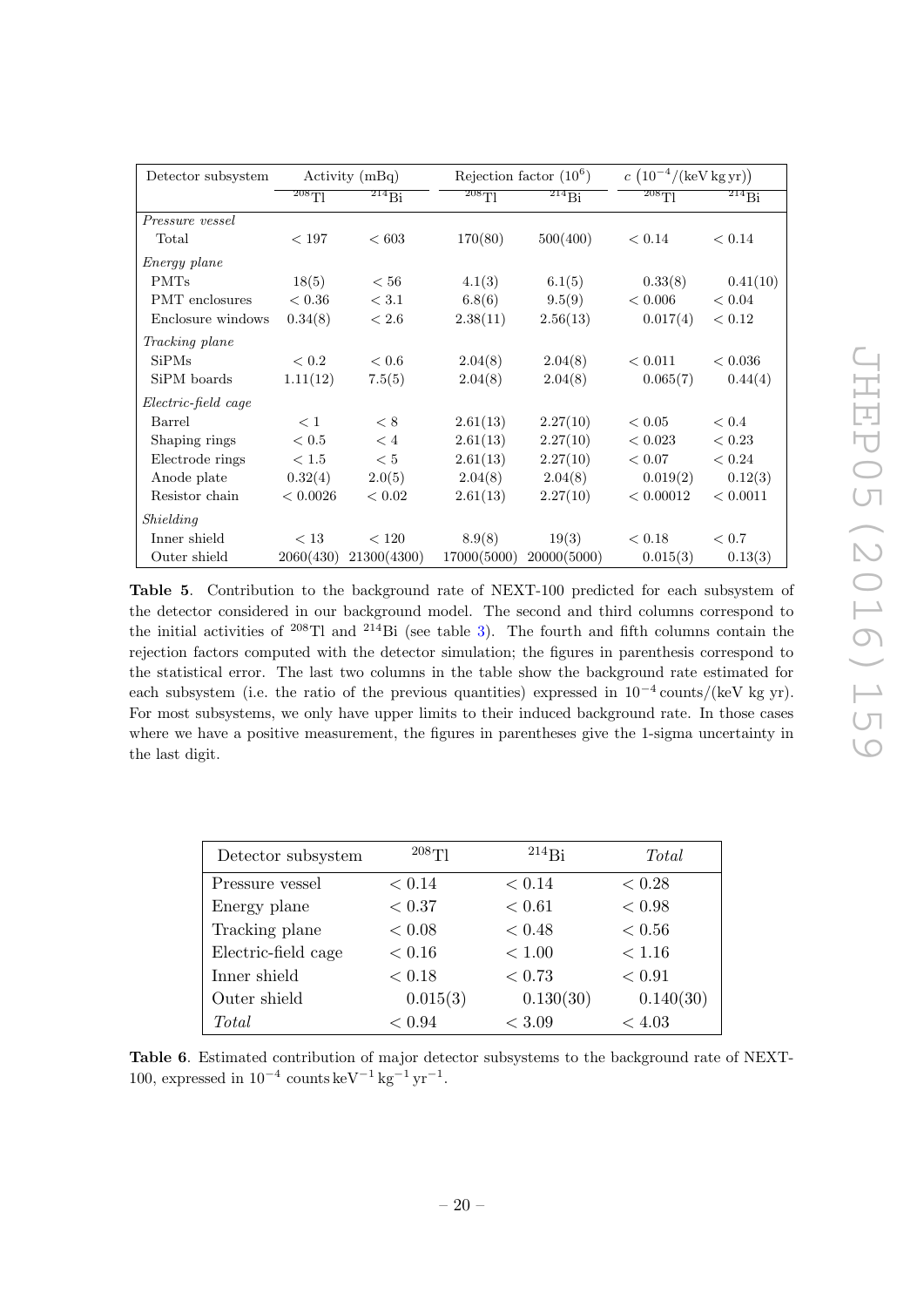| Detector subsystem | Activity (mBq) | | Rejection factor ($10^6$) | | $c$ $\left(10^{-4}/(\text{keV kg yr})\right)$ | |
|---|---|---|---|---|---|---|
| | $^{208}$Tl | $^{214}$Bi | $^{208}$Tl | $^{214}$Bi | $^{208}$Tl | $^{214}$Bi |
| *Pressure vessel* | | | | | | |
| Total | $< 197$ | $< 603$ | 170(80) | 500(400) | $< 0.14$ | $< 0.14$ |
| *Energy plane* | | | | | | |
| PMTs | 18(5) | $< 56$ | 4.1(3) | 6.1(5) | 0.33(8) | 0.41(10) |
| PMT enclosures | $< 0.36$ | $< 3.1$ | 6.8(6) | 9.5(9) | $< 0.006$ | $< 0.04$ |
| Enclosure windows | 0.34(8) | $< 2.6$ | 2.38(11) | 2.56(13) | 0.017(4) | $< 0.12$ |
| *Tracking plane* | | | | | | |
| SiPMs | $< 0.2$ | $< 0.6$ | 2.04(8) | 2.04(8) | $< 0.011$ | $< 0.036$ |
| SiPM boards | 1.11(12) | 7.5(5) | 2.04(8) | 2.04(8) | 0.065(7) | 0.44(4) |
| *Electric-field cage* | | | | | | |
| Barrel | $< 1$ | $< 8$ | 2.61(13) | 2.27(10) | $< 0.05$ | $< 0.4$ |
| Shaping rings | $< 0.5$ | $< 4$ | 2.61(13) | 2.27(10) | $< 0.023$ | $< 0.23$ |
| Electrode rings | $< 1.5$ | $< 5$ | 2.61(13) | 2.27(10) | $< 0.07$ | $< 0.24$ |
| Anode plate | 0.32(4) | 2.0(5) | 2.04(8) | 2.04(8) | 0.019(2) | 0.12(3) |
| Resistor chain | $< 0.0026$ | $< 0.02$ | 2.61(13) | 2.27(10) | $< 0.00012$ | $< 0.0011$ |
| *Shielding* | | | | | | |
| Inner shield | $< 13$ | $< 120$ | 8.9(8) | 19(3) | $< 0.18$ | $< 0.7$ |
| Outer shield | 2060(430) | 21300(4300) | 17000(5000) | 20000(5000) | 0.015(3) | 0.13(3) |

**Table 5**. Contribution to the background rate of NEXT-100 predicted for each subsystem of the detector considered in our background model. The second and third columns correspond to the initial activities of $^{208}$Tl and $^{214}$Bi (see table 3). The fourth and fifth columns contain the rejection factors computed with the detector simulation; the figures in parenthesis correspond to the statistical error. The last two columns in the table show the background rate estimated for each subsystem (i.e. the ratio of the previous quantities) expressed in $10^{-4}$ counts/(keV kg yr). For most subsystems, we only have upper limits to their induced background rate. In those cases where we have a positive measurement, the figures in parentheses give the 1-sigma uncertainty in the last digit.

| Detector subsystem | $^{208}$Tl | $^{214}$Bi | *Total* |
|---|---|---|---|
| Pressure vessel | $< 0.14$ | $< 0.14$ | $< 0.28$ |
| Energy plane | $< 0.37$ | $< 0.61$ | $< 0.98$ |
| Tracking plane | $< 0.08$ | $< 0.48$ | $< 0.56$ |
| Electric-field cage | $< 0.16$ | $< 1.00$ | $< 1.16$ |
| Inner shield | $< 0.18$ | $< 0.73$ | $< 0.91$ |
| Outer shield | 0.015(3) | 0.130(30) | 0.140(30) |
| *Total* | $< 0.94$ | $< 3.09$ | $< 4.03$ |

**Table 6**. Estimated contribution of major detector subsystems to the background rate of NEXT-100, expressed in $10^{-4}$ counts keV$^{-1}$ kg$^{-1}$ yr$^{-1}$.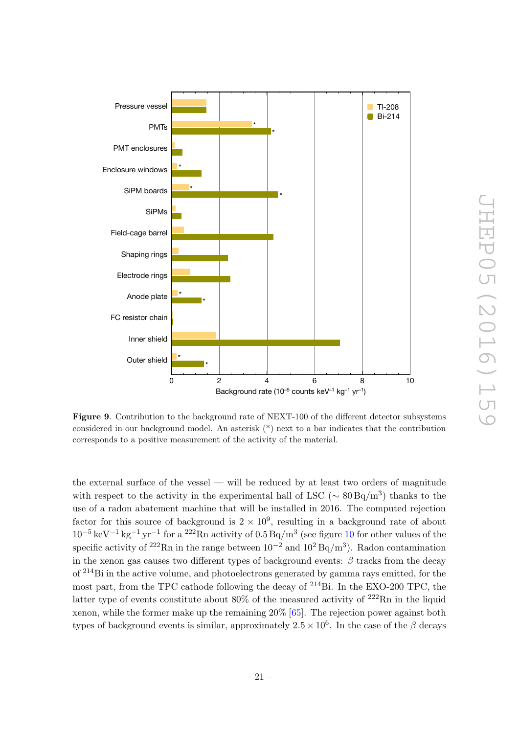Pressure vessel
PMTs
PMT enclosures
Enclosure windows
SiPM boards
SiPMs
Field-cage barrel
Shaping rings
Electrode rings
Anode plate
FC resistor chain
Inner shield
Outer shield

Tl-208
Bi-214

0 2 4 6 8 10

Background rate ($10^{-5}$ counts keV$^{-1}$ kg$^{-1}$ yr$^{-1}$)

**Figure 9**. Contribution to the background rate of NEXT-100 of the different detector subsystems considered in our background model. An asterisk (*) next to a bar indicates that the contribution corresponds to a positive measurement of the activity of the material.

the external surface of the vessel — will be reduced by at least two orders of magnitude with respect to the activity in the experimental hall of LSC ($\sim 80\,\mathrm{Bq/m^3}$) thanks to the use of a radon abatement machine that will be installed in 2016. The computed rejection factor for this source of background is $2 \times 10^9$, resulting in a background rate of about $10^{-5}\,\mathrm{keV^{-1}\,kg^{-1}\,yr^{-1}}$ for a $^{222}$Rn activity of $0.5\,\mathrm{Bq/m^3}$ (see figure 10 for other values of the specific activity of $^{222}$Rn in the range between $10^{-2}$ and $10^2\,\mathrm{Bq/m^3}$). Radon contamination in the xenon gas causes two different types of background events: $\beta$ tracks from the decay of $^{214}$Bi in the active volume, and photoelectrons generated by gamma rays emitted, for the most part, from the TPC cathode following the decay of $^{214}$Bi. In the EXO-200 TPC, the latter type of events constitute about 80% of the measured activity of $^{222}$Rn in the liquid xenon, while the former make up the remaining 20% [65]. The rejection power against both types of background events is similar, approximately $2.5 \times 10^6$. In the case of the $\beta$ decays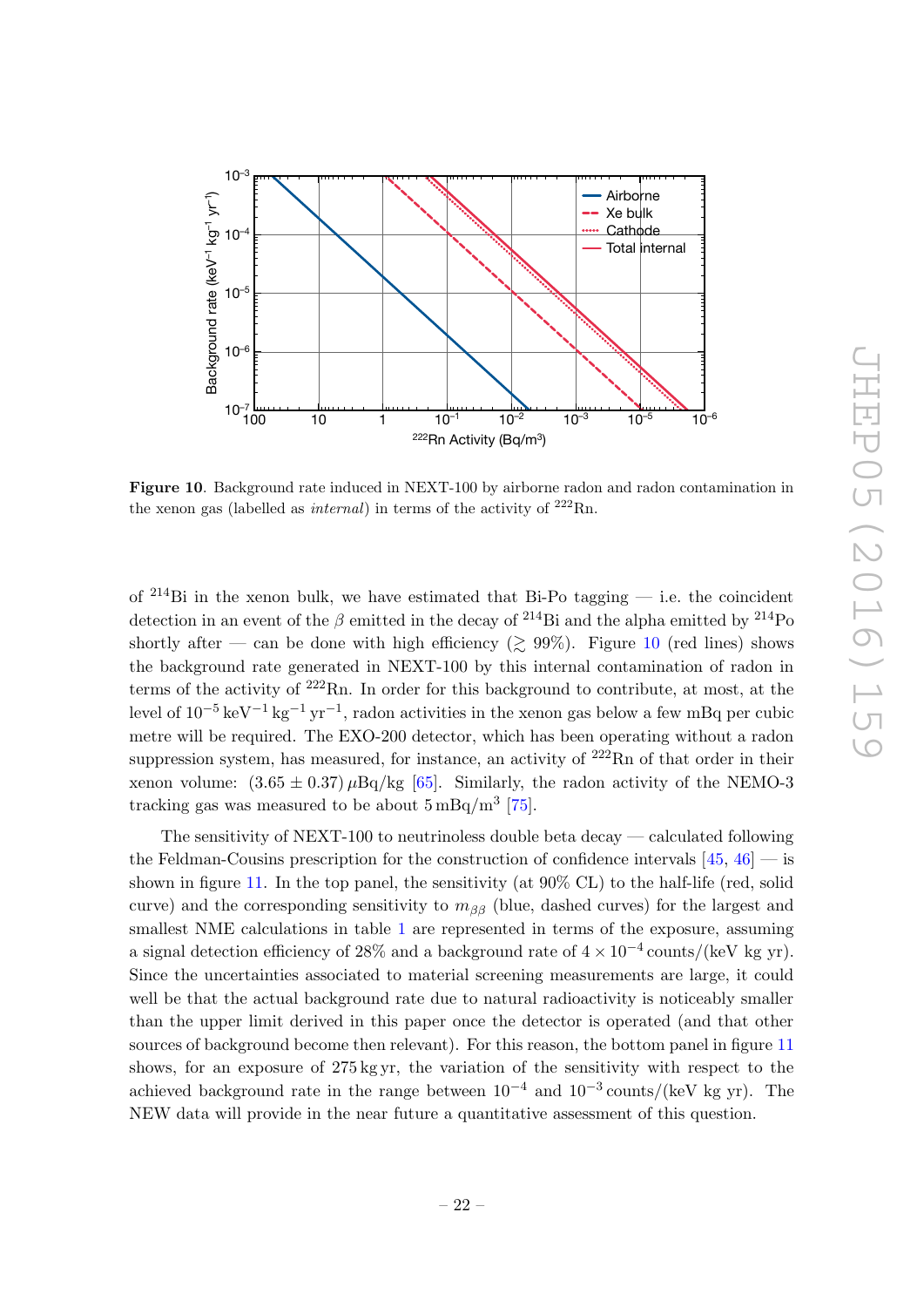10^-3
10^-4
10^-5
10^-6
10^-7
Background rate (keV^-1 kg^-1 yr^-1)
100
10
1
10^-1
10^-2
10^-3
10^-5
10^-6
222Rn Activity (Bq/m3)
Airborne
Xe bulk
Cathode
Total internal

**Figure 10**. Background rate induced in NEXT-100 by airborne radon and radon contamination in the xenon gas (labelled as *internal*) in terms of the activity of $^{222}$Rn.

of $^{214}$Bi in the xenon bulk, we have estimated that Bi-Po tagging — i.e. the coincident detection in an event of the $\beta$ emitted in the decay of $^{214}$Bi and the alpha emitted by $^{214}$Po shortly after — can be done with high efficiency ($\gtrsim$ 99%). Figure 10 (red lines) shows the background rate generated in NEXT-100 by this internal contamination of radon in terms of the activity of $^{222}$Rn. In order for this background to contribute, at most, at the level of $10^{-5}\,\mathrm{keV}^{-1}\,\mathrm{kg}^{-1}\,\mathrm{yr}^{-1}$, radon activities in the xenon gas below a few mBq per cubic metre will be required. The EXO-200 detector, which has been operating without a radon suppression system, has measured, for instance, an activity of $^{222}$Rn of that order in their xenon volume: $(3.65 \pm 0.37)\,\mu$Bq/kg [65]. Similarly, the radon activity of the NEMO-3 tracking gas was measured to be about $5\,\mathrm{mBq/m}^3$ [75].

The sensitivity of NEXT-100 to neutrinoless double beta decay — calculated following the Feldman-Cousins prescription for the construction of confidence intervals [45, 46] — is shown in figure 11. In the top panel, the sensitivity (at 90% CL) to the half-life (red, solid curve) and the corresponding sensitivity to $m_{\beta\beta}$ (blue, dashed curves) for the largest and smallest NME calculations in table 1 are represented in terms of the exposure, assuming a signal detection efficiency of 28% and a background rate of $4 \times 10^{-4}$ counts/(keV kg yr). Since the uncertainties associated to material screening measurements are large, it could well be that the actual background rate due to natural radioactivity is noticeably smaller than the upper limit derived in this paper once the detector is operated (and that other sources of background become then relevant). For this reason, the bottom panel in figure 11 shows, for an exposure of 275 kg yr, the variation of the sensitivity with respect to the achieved background rate in the range between $10^{-4}$ and $10^{-3}$ counts/(keV kg yr). The NEW data will provide in the near future a quantitative assessment of this question.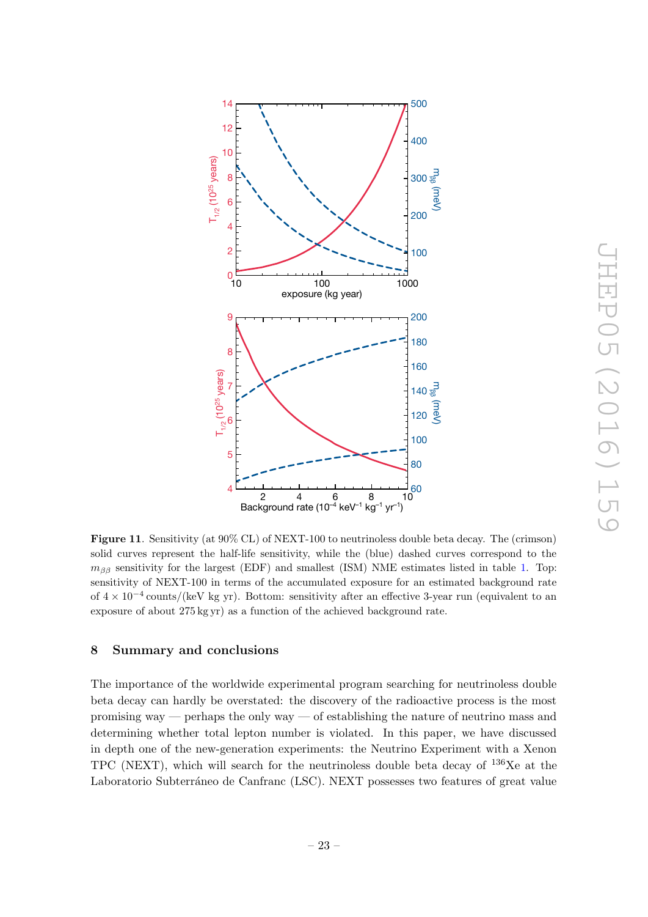14
12
10
8
6
4
2
0
T$_{1/2}$ (10$^{25}$ years)
500
400
300
200
100
$m_{\beta\beta}$ (meV)
10
100
1000
exposure (kg year)

9
8
7
6
5
4
T$_{1/2}$ (10$^{25}$ years)
200
180
160
140
120
100
80
60
$m_{\beta\beta}$ (meV)
2
4
6
8
10
Background rate (10$^{-4}$ keV$^{-1}$ kg$^{-1}$ yr$^{-1}$)

**Figure 11**. Sensitivity (at 90% CL) of NEXT-100 to neutrinoless double beta decay. The (crimson) solid curves represent the half-life sensitivity, while the (blue) dashed curves correspond to the $m_{\beta\beta}$ sensitivity for the largest (EDF) and smallest (ISM) NME estimates listed in table 1. Top: sensitivity of NEXT-100 in terms of the accumulated exposure for an estimated background rate of $4 \times 10^{-4}$ counts/(keV kg yr). Bottom: sensitivity after an effective 3-year run (equivalent to an exposure of about 275 kg yr) as a function of the achieved background rate.

## 8 Summary and conclusions

The importance of the worldwide experimental program searching for neutrinoless double beta decay can hardly be overstated: the discovery of the radioactive process is the most promising way — perhaps the only way — of establishing the nature of neutrino mass and determining whether total lepton number is violated. In this paper, we have discussed in depth one of the new-generation experiments: the Neutrino Experiment with a Xenon TPC (NEXT), which will search for the neutrinoless double beta decay of $^{136}$Xe at the Laboratorio Subterráneo de Canfranc (LSC). NEXT possesses two features of great value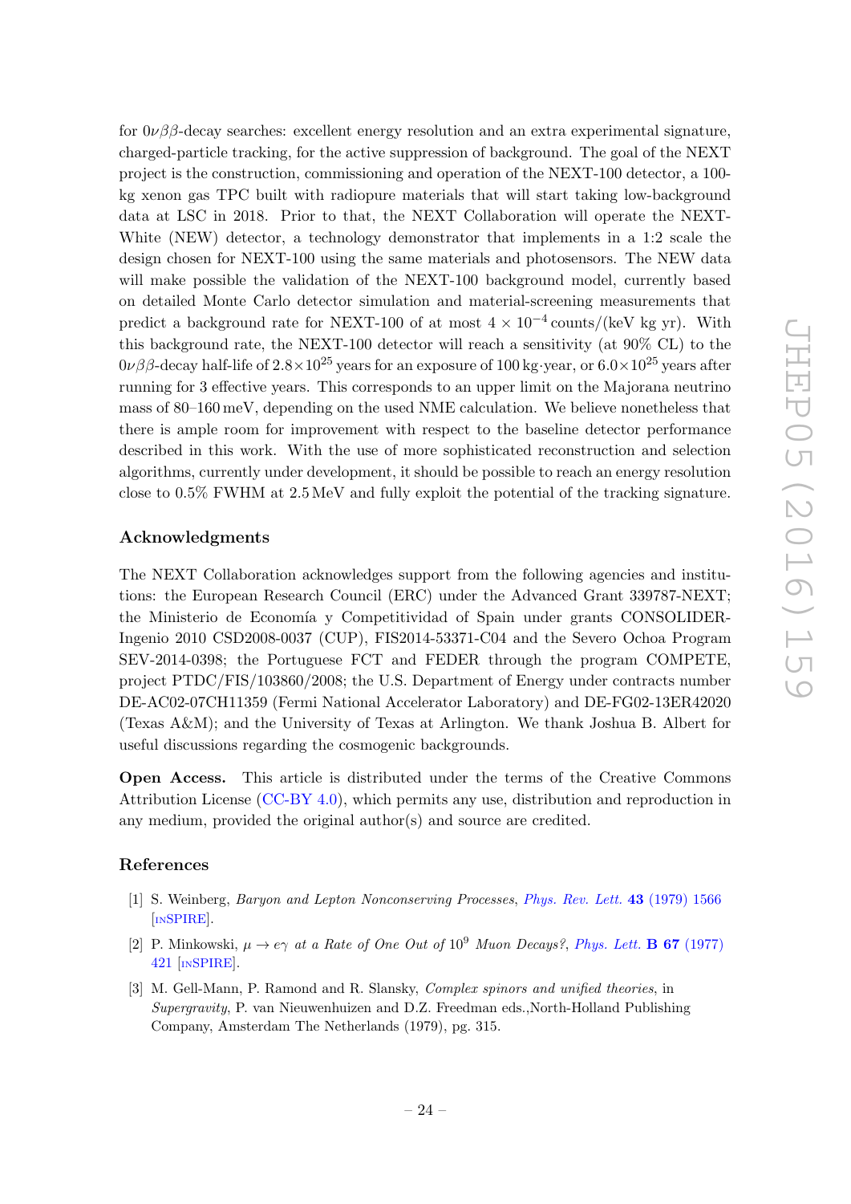for $0\nu\beta\beta$-decay searches: excellent energy resolution and an extra experimental signature, charged-particle tracking, for the active suppression of background. The goal of the NEXT project is the construction, commissioning and operation of the NEXT-100 detector, a 100-kg xenon gas TPC built with radiopure materials that will start taking low-background data at LSC in 2018. Prior to that, the NEXT Collaboration will operate the NEXT-White (NEW) detector, a technology demonstrator that implements in a 1:2 scale the design chosen for NEXT-100 using the same materials and photosensors. The NEW data will make possible the validation of the NEXT-100 background model, currently based on detailed Monte Carlo detector simulation and material-screening measurements that predict a background rate for NEXT-100 of at most $4 \times 10^{-4}$ counts/(keV kg yr). With this background rate, the NEXT-100 detector will reach a sensitivity (at 90% CL) to the $0\nu\beta\beta$-decay half-life of $2.8\times10^{25}$ years for an exposure of 100 kg·year, or $6.0\times10^{25}$ years after running for 3 effective years. This corresponds to an upper limit on the Majorana neutrino mass of 80–160 meV, depending on the used NME calculation. We believe nonetheless that there is ample room for improvement with respect to the baseline detector performance described in this work. With the use of more sophisticated reconstruction and selection algorithms, currently under development, it should be possible to reach an energy resolution close to 0.5% FWHM at 2.5 MeV and fully exploit the potential of the tracking signature.

## Acknowledgments

The NEXT Collaboration acknowledges support from the following agencies and institutions: the European Research Council (ERC) under the Advanced Grant 339787-NEXT; the Ministerio de Economía y Competitividad of Spain under grants CONSOLIDER-Ingenio 2010 CSD2008-0037 (CUP), FIS2014-53371-C04 and the Severo Ochoa Program SEV-2014-0398; the Portuguese FCT and FEDER through the program COMPETE, project PTDC/FIS/103860/2008; the U.S. Department of Energy under contracts number DE-AC02-07CH11359 (Fermi National Accelerator Laboratory) and DE-FG02-13ER42020 (Texas A&M); and the University of Texas at Arlington. We thank Joshua B. Albert for useful discussions regarding the cosmogenic backgrounds.

**Open Access.** This article is distributed under the terms of the Creative Commons Attribution License (CC-BY 4.0), which permits any use, distribution and reproduction in any medium, provided the original author(s) and source are credited.

## References

[1] S. Weinberg, *Baryon and Lepton Nonconserving Processes*, *Phys. Rev. Lett.* **43** (1979) 1566 [INSPIRE].

[2] P. Minkowski, *$\mu \to e\gamma$ at a Rate of One Out of $10^9$ Muon Decays?*, *Phys. Lett.* **B 67** (1977) 421 [INSPIRE].

[3] M. Gell-Mann, P. Ramond and R. Slansky, *Complex spinors and unified theories*, in *Supergravity*, P. van Nieuwenhuizen and D.Z. Freedman eds.,North-Holland Publishing Company, Amsterdam The Netherlands (1979), pg. 315.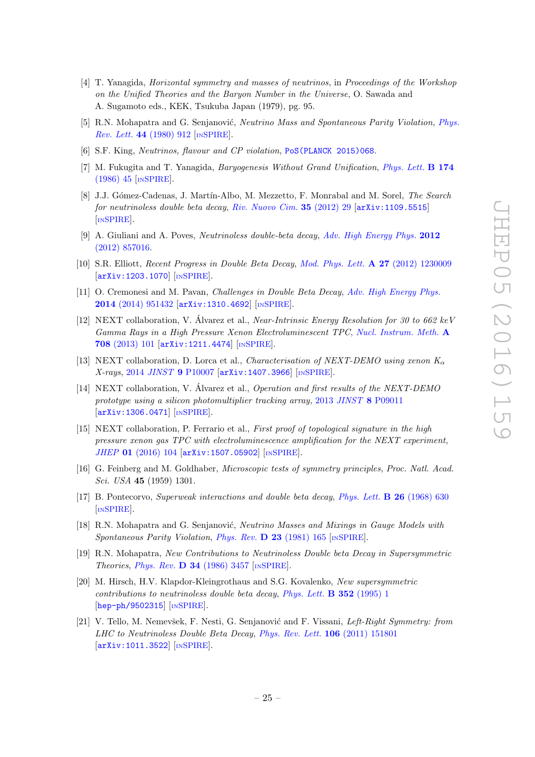[4] T. Yanagida, *Horizontal symmetry and masses of neutrinos*, in *Proceedings of the Workshop on the Unified Theories and the Baryon Number in the Universe*, O. Sawada and A. Sugamoto eds., KEK, Tsukuba Japan (1979), pg. 95.

[5] R.N. Mohapatra and G. Senjanović, *Neutrino Mass and Spontaneous Parity Violation*, *Phys. Rev. Lett.* **44** (1980) 912 [INSPIRE].

[6] S.F. King, *Neutrinos, flavour and CP violation*, PoS(PLANCK 2015)068.

[7] M. Fukugita and T. Yanagida, *Baryogenesis Without Grand Unification*, *Phys. Lett.* **B 174** (1986) 45 [INSPIRE].

[8] J.J. Gómez-Cadenas, J. Martín-Albo, M. Mezzetto, F. Monrabal and M. Sorel, *The Search for neutrinoless double beta decay*, *Riv. Nuovo Cim.* **35** (2012) 29 [arXiv:1109.5515] [INSPIRE].

[9] A. Giuliani and A. Poves, *Neutrinoless double-beta decay*, *Adv. High Energy Phys.* **2012** (2012) 857016.

[10] S.R. Elliott, *Recent Progress in Double Beta Decay*, *Mod. Phys. Lett.* **A 27** (2012) 1230009 [arXiv:1203.1070] [INSPIRE].

[11] O. Cremonesi and M. Pavan, *Challenges in Double Beta Decay*, *Adv. High Energy Phys.* **2014** (2014) 951432 [arXiv:1310.4692] [INSPIRE].

[12] NEXT collaboration, V. Álvarez et al., *Near-Intrinsic Energy Resolution for 30 to 662 keV Gamma Rays in a High Pressure Xenon Electroluminescent TPC*, *Nucl. Instrum. Meth.* **A 708** (2013) 101 [arXiv:1211.4474] [INSPIRE].

[13] NEXT collaboration, D. Lorca et al., *Characterisation of NEXT-DEMO using xenon $K_\alpha$ X-rays*, 2014 *JINST* **9** P10007 [arXiv:1407.3966] [INSPIRE].

[14] NEXT collaboration, V. Álvarez et al., *Operation and first results of the NEXT-DEMO prototype using a silicon photomultiplier tracking array*, 2013 *JINST* **8** P09011 [arXiv:1306.0471] [INSPIRE].

[15] NEXT collaboration, P. Ferrario et al., *First proof of topological signature in the high pressure xenon gas TPC with electroluminescence amplification for the NEXT experiment*, *JHEP* **01** (2016) 104 [arXiv:1507.05902] [INSPIRE].

[16] G. Feinberg and M. Goldhaber, *Microscopic tests of symmetry principles*, *Proc. Natl. Acad. Sci. USA* **45** (1959) 1301.

[17] B. Pontecorvo, *Superweak interactions and double beta decay*, *Phys. Lett.* **B 26** (1968) 630 [INSPIRE].

[18] R.N. Mohapatra and G. Senjanović, *Neutrino Masses and Mixings in Gauge Models with Spontaneous Parity Violation*, *Phys. Rev.* **D 23** (1981) 165 [INSPIRE].

[19] R.N. Mohapatra, *New Contributions to Neutrinoless Double beta Decay in Supersymmetric Theories*, *Phys. Rev.* **D 34** (1986) 3457 [INSPIRE].

[20] M. Hirsch, H.V. Klapdor-Kleingrothaus and S.G. Kovalenko, *New supersymmetric contributions to neutrinoless double beta decay*, *Phys. Lett.* **B 352** (1995) 1 [hep-ph/9502315] [INSPIRE].

[21] V. Tello, M. Nemevšek, F. Nesti, G. Senjanović and F. Vissani, *Left-Right Symmetry: from LHC to Neutrinoless Double Beta Decay*, *Phys. Rev. Lett.* **106** (2011) 151801 [arXiv:1011.3522] [INSPIRE].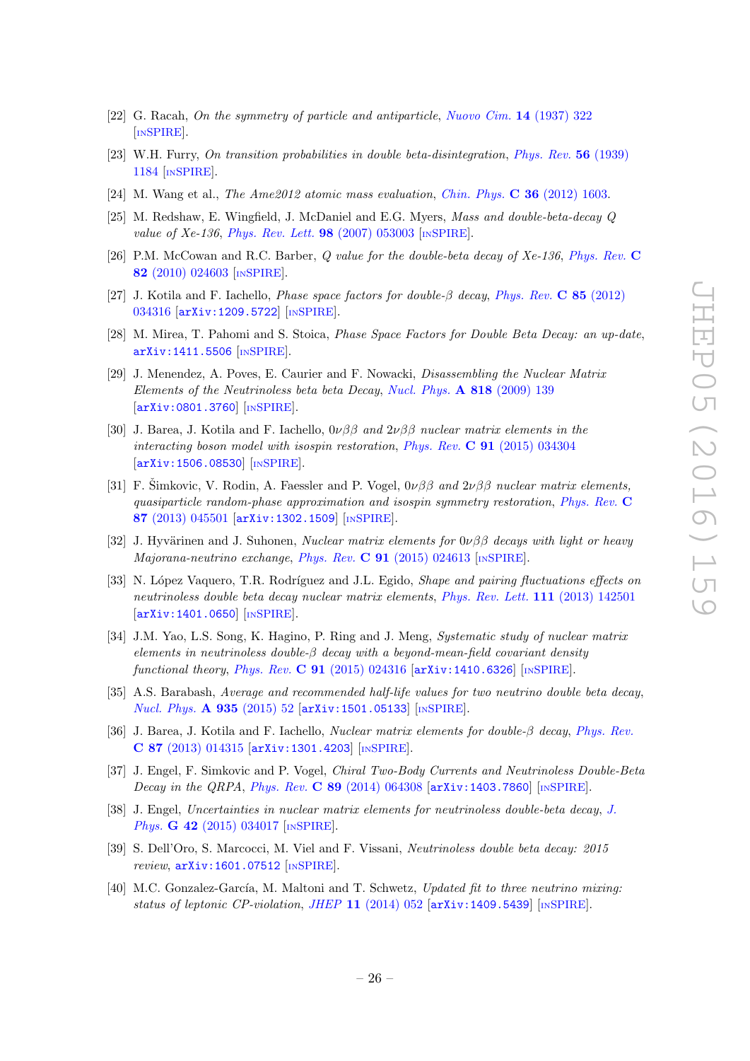[22] G. Racah, *On the symmetry of particle and antiparticle*, *Nuovo Cim.* **14** (1937) 322 [INSPIRE].

[23] W.H. Furry, *On transition probabilities in double beta-disintegration*, *Phys. Rev.* **56** (1939) 1184 [INSPIRE].

[24] M. Wang et al., *The Ame2012 atomic mass evaluation*, *Chin. Phys.* **C 36** (2012) 1603.

[25] M. Redshaw, E. Wingfield, J. McDaniel and E.G. Myers, *Mass and double-beta-decay Q value of Xe-136*, *Phys. Rev. Lett.* **98** (2007) 053003 [INSPIRE].

[26] P.M. McCowan and R.C. Barber, *Q value for the double-beta decay of Xe-136*, *Phys. Rev.* **C 82** (2010) 024603 [INSPIRE].

[27] J. Kotila and F. Iachello, *Phase space factors for double-$\beta$ decay*, *Phys. Rev.* **C 85** (2012) 034316 [arXiv:1209.5722] [INSPIRE].

[28] M. Mirea, T. Pahomi and S. Stoica, *Phase Space Factors for Double Beta Decay: an up-date*, arXiv:1411.5506 [INSPIRE].

[29] J. Menendez, A. Poves, E. Caurier and F. Nowacki, *Disassembling the Nuclear Matrix Elements of the Neutrinoless beta beta Decay*, *Nucl. Phys.* **A 818** (2009) 139 [arXiv:0801.3760] [INSPIRE].

[30] J. Barea, J. Kotila and F. Iachello, *$0\nu\beta\beta$ and $2\nu\beta\beta$ nuclear matrix elements in the interacting boson model with isospin restoration*, *Phys. Rev.* **C 91** (2015) 034304 [arXiv:1506.08530] [INSPIRE].

[31] F. Šimkovic, V. Rodin, A. Faessler and P. Vogel, *$0\nu\beta\beta$ and $2\nu\beta\beta$ nuclear matrix elements, quasiparticle random-phase approximation and isospin symmetry restoration*, *Phys. Rev.* **C 87** (2013) 045501 [arXiv:1302.1509] [INSPIRE].

[32] J. Hyvärinen and J. Suhonen, *Nuclear matrix elements for $0\nu\beta\beta$ decays with light or heavy Majorana-neutrino exchange*, *Phys. Rev.* **C 91** (2015) 024613 [INSPIRE].

[33] N. López Vaquero, T.R. Rodríguez and J.L. Egido, *Shape and pairing fluctuations effects on neutrinoless double beta decay nuclear matrix elements*, *Phys. Rev. Lett.* **111** (2013) 142501 [arXiv:1401.0650] [INSPIRE].

[34] J.M. Yao, L.S. Song, K. Hagino, P. Ring and J. Meng, *Systematic study of nuclear matrix elements in neutrinoless double-$\beta$ decay with a beyond-mean-field covariant density functional theory*, *Phys. Rev.* **C 91** (2015) 024316 [arXiv:1410.6326] [INSPIRE].

[35] A.S. Barabash, *Average and recommended half-life values for two neutrino double beta decay*, *Nucl. Phys.* **A 935** (2015) 52 [arXiv:1501.05133] [INSPIRE].

[36] J. Barea, J. Kotila and F. Iachello, *Nuclear matrix elements for double-$\beta$ decay*, *Phys. Rev.* **C 87** (2013) 014315 [arXiv:1301.4203] [INSPIRE].

[37] J. Engel, F. Simkovic and P. Vogel, *Chiral Two-Body Currents and Neutrinoless Double-Beta Decay in the QRPA*, *Phys. Rev.* **C 89** (2014) 064308 [arXiv:1403.7860] [INSPIRE].

[38] J. Engel, *Uncertainties in nuclear matrix elements for neutrinoless double-beta decay*, *J. Phys.* **G 42** (2015) 034017 [INSPIRE].

[39] S. Dell'Oro, S. Marcocci, M. Viel and F. Vissani, *Neutrinoless double beta decay: 2015 review*, arXiv:1601.07512 [INSPIRE].

[40] M.C. Gonzalez-García, M. Maltoni and T. Schwetz, *Updated fit to three neutrino mixing: status of leptonic CP-violation*, *JHEP* **11** (2014) 052 [arXiv:1409.5439] [INSPIRE].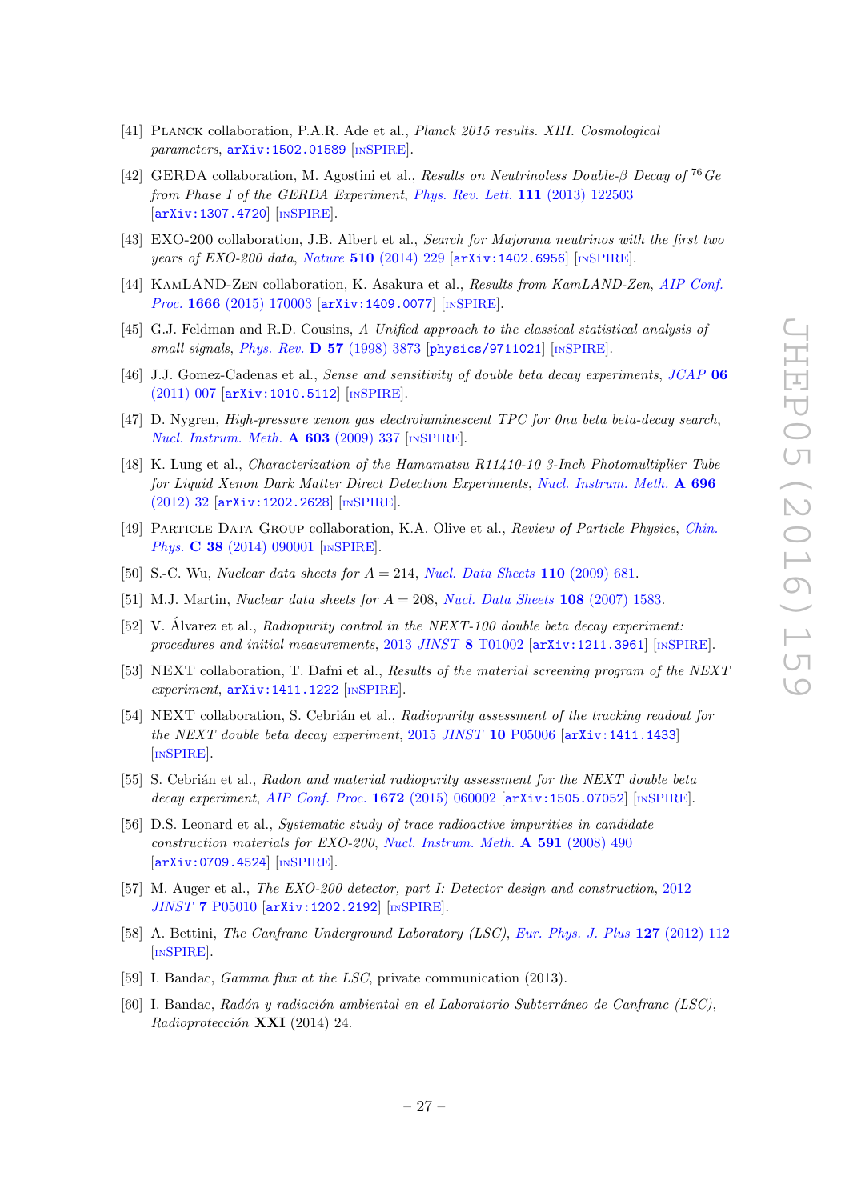[41] Planck collaboration, P.A.R. Ade et al., *Planck 2015 results. XIII. Cosmological parameters*, arXiv:1502.01589 [inSPIRE].

[42] GERDA collaboration, M. Agostini et al., *Results on Neutrinoless Double-β Decay of $^{76}$Ge from Phase I of the GERDA Experiment*, Phys. Rev. Lett. **111** (2013) 122503 [arXiv:1307.4720] [inSPIRE].

[43] EXO-200 collaboration, J.B. Albert et al., *Search for Majorana neutrinos with the first two years of EXO-200 data*, Nature **510** (2014) 229 [arXiv:1402.6956] [inSPIRE].

[44] KamLAND-Zen collaboration, K. Asakura et al., *Results from KamLAND-Zen*, AIP Conf. Proc. **1666** (2015) 170003 [arXiv:1409.0077] [inSPIRE].

[45] G.J. Feldman and R.D. Cousins, *A Unified approach to the classical statistical analysis of small signals*, Phys. Rev. **D 57** (1998) 3873 [physics/9711021] [inSPIRE].

[46] J.J. Gomez-Cadenas et al., *Sense and sensitivity of double beta decay experiments*, JCAP **06** (2011) 007 [arXiv:1010.5112] [inSPIRE].

[47] D. Nygren, *High-pressure xenon gas electroluminescent TPC for 0nu beta beta-decay search*, Nucl. Instrum. Meth. **A 603** (2009) 337 [inSPIRE].

[48] K. Lung et al., *Characterization of the Hamamatsu R11410-10 3-Inch Photomultiplier Tube for Liquid Xenon Dark Matter Direct Detection Experiments*, Nucl. Instrum. Meth. **A 696** (2012) 32 [arXiv:1202.2628] [inSPIRE].

[49] Particle Data Group collaboration, K.A. Olive et al., *Review of Particle Physics*, Chin. Phys. **C 38** (2014) 090001 [inSPIRE].

[50] S.-C. Wu, *Nuclear data sheets for $A = 214$*, Nucl. Data Sheets **110** (2009) 681.

[51] M.J. Martin, *Nuclear data sheets for $A = 208$*, Nucl. Data Sheets **108** (2007) 1583.

[52] V. Álvarez et al., *Radiopurity control in the NEXT-100 double beta decay experiment: procedures and initial measurements*, 2013 JINST **8** T01002 [arXiv:1211.3961] [inSPIRE].

[53] NEXT collaboration, T. Dafni et al., *Results of the material screening program of the NEXT experiment*, arXiv:1411.1222 [inSPIRE].

[54] NEXT collaboration, S. Cebrián et al., *Radiopurity assessment of the tracking readout for the NEXT double beta decay experiment*, 2015 JINST **10** P05006 [arXiv:1411.1433] [inSPIRE].

[55] S. Cebrián et al., *Radon and material radiopurity assessment for the NEXT double beta decay experiment*, AIP Conf. Proc. **1672** (2015) 060002 [arXiv:1505.07052] [inSPIRE].

[56] D.S. Leonard et al., *Systematic study of trace radioactive impurities in candidate construction materials for EXO-200*, Nucl. Instrum. Meth. **A 591** (2008) 490 [arXiv:0709.4524] [inSPIRE].

[57] M. Auger et al., *The EXO-200 detector, part I: Detector design and construction*, 2012 JINST **7** P05010 [arXiv:1202.2192] [inSPIRE].

[58] A. Bettini, *The Canfranc Underground Laboratory (LSC)*, Eur. Phys. J. Plus **127** (2012) 112 [inSPIRE].

[59] I. Bandac, *Gamma flux at the LSC*, private communication (2013).

[60] I. Bandac, *Radón y radiación ambiental en el Laboratorio Subterráneo de Canfranc (LSC)*, *Radioprotección* **XXI** (2014) 24.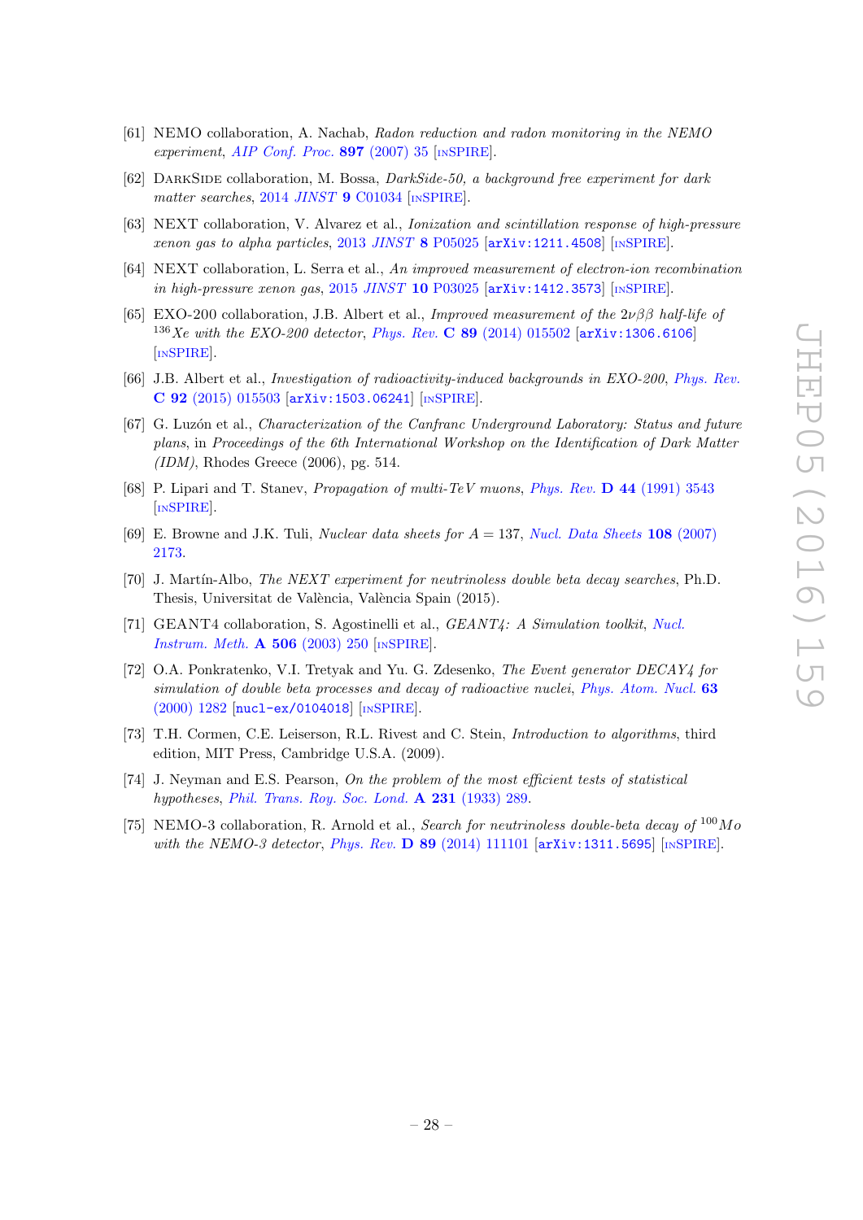[61] NEMO collaboration, A. Nachab, *Radon reduction and radon monitoring in the NEMO experiment*, *AIP Conf. Proc.* **897** (2007) 35 [INSPIRE].

[62] DarkSide collaboration, M. Bossa, *DarkSide-50, a background free experiment for dark matter searches*, 2014 *JINST* **9** C01034 [INSPIRE].

[63] NEXT collaboration, V. Alvarez et al., *Ionization and scintillation response of high-pressure xenon gas to alpha particles*, 2013 *JINST* **8** P05025 [arXiv:1211.4508] [INSPIRE].

[64] NEXT collaboration, L. Serra et al., *An improved measurement of electron-ion recombination in high-pressure xenon gas*, 2015 *JINST* **10** P03025 [arXiv:1412.3573] [INSPIRE].

[65] EXO-200 collaboration, J.B. Albert et al., *Improved measurement of the $2\nu\beta\beta$ half-life of $^{136}Xe$ with the EXO-200 detector*, *Phys. Rev.* **C 89** (2014) 015502 [arXiv:1306.6106] [INSPIRE].

[66] J.B. Albert et al., *Investigation of radioactivity-induced backgrounds in EXO-200*, *Phys. Rev.* **C 92** (2015) 015503 [arXiv:1503.06241] [INSPIRE].

[67] G. Luzón et al., *Characterization of the Canfranc Underground Laboratory: Status and future plans*, in *Proceedings of the 6th International Workshop on the Identification of Dark Matter (IDM)*, Rhodes Greece (2006), pg. 514.

[68] P. Lipari and T. Stanev, *Propagation of multi-TeV muons*, *Phys. Rev.* **D 44** (1991) 3543 [INSPIRE].

[69] E. Browne and J.K. Tuli, *Nuclear data sheets for $A = 137$*, *Nucl. Data Sheets* **108** (2007) 2173.

[70] J. Martín-Albo, *The NEXT experiment for neutrinoless double beta decay searches*, Ph.D. Thesis, Universitat de València, València Spain (2015).

[71] GEANT4 collaboration, S. Agostinelli et al., *GEANT4: A Simulation toolkit*, *Nucl. Instrum. Meth.* **A 506** (2003) 250 [INSPIRE].

[72] O.A. Ponkratenko, V.I. Tretyak and Yu. G. Zdesenko, *The Event generator DECAY4 for simulation of double beta processes and decay of radioactive nuclei*, *Phys. Atom. Nucl.* **63** (2000) 1282 [nucl-ex/0104018] [INSPIRE].

[73] T.H. Cormen, C.E. Leiserson, R.L. Rivest and C. Stein, *Introduction to algorithms*, third edition, MIT Press, Cambridge U.S.A. (2009).

[74] J. Neyman and E.S. Pearson, *On the problem of the most efficient tests of statistical hypotheses*, *Phil. Trans. Roy. Soc. Lond.* **A 231** (1933) 289.

[75] NEMO-3 collaboration, R. Arnold et al., *Search for neutrinoless double-beta decay of $^{100}Mo$ with the NEMO-3 detector*, *Phys. Rev.* **D 89** (2014) 111101 [arXiv:1311.5695] [INSPIRE].